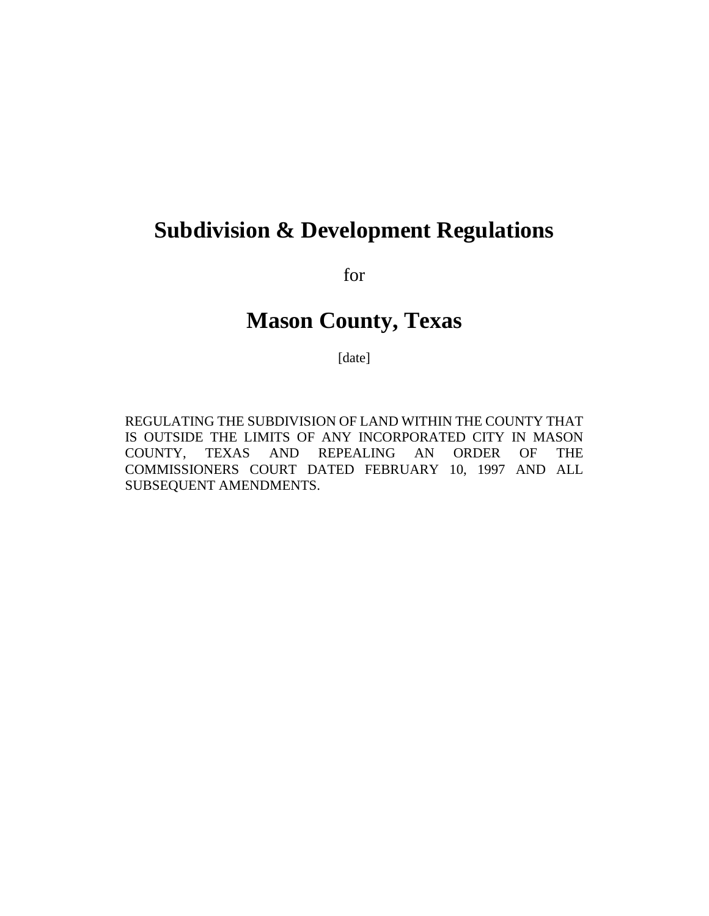# Subdivision & Development Regulations

for

# Mason County, Texas

[date]

REGULATING THE SUBDIVISION OF LAND WITHIN THE COUNTY THAT IS OUTSIDE THE LIMITS OF ANY INCORPORATED CITY IN MASON COUNTY, TEXAS AND REPEALING AN ORDER OF THE COMMISSIONERS COURT DATED FEBRUARY 10, 1997 AND ALL SUBSEQUENT AMENDMENTS.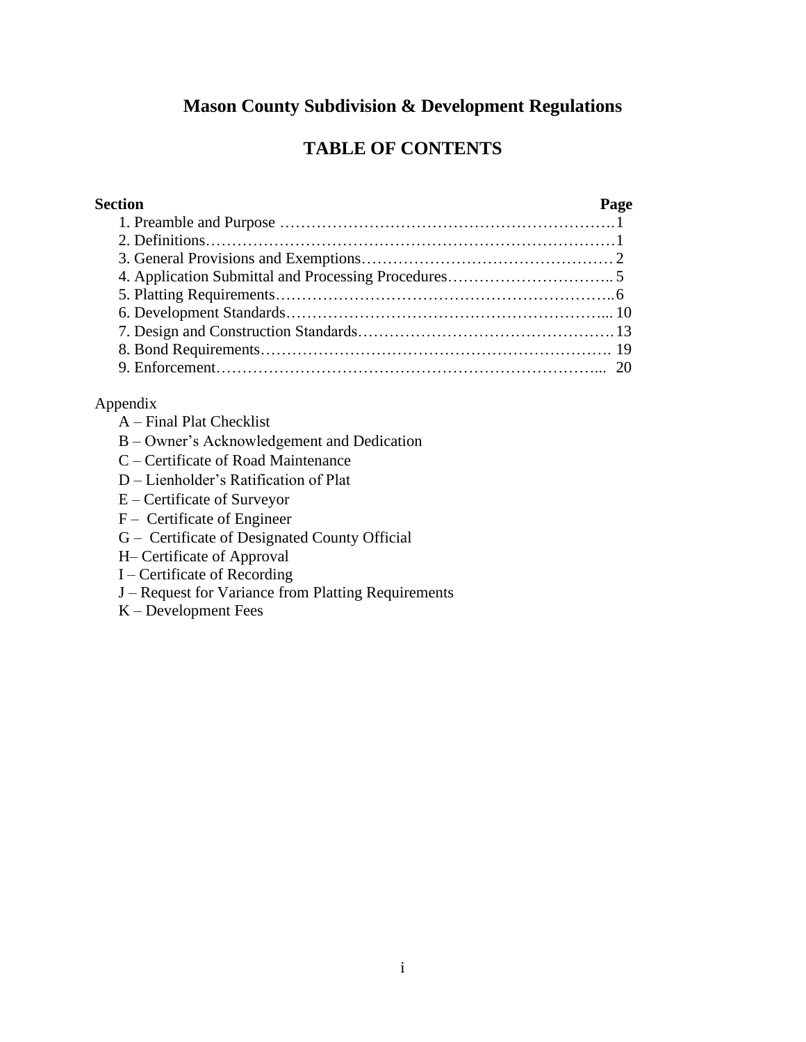# Mason County Subdivision & Development Regulations

## TABLE OF CONTENTS

| Section | Page |
|---|---|
| 1. Preamble and Purpose | 1 |
| 2. Definitions | 1 |
| 3. General Provisions and Exemptions | 2 |
| 4. Application Submittal and Processing Procedures | 5 |
| 5. Platting Requirements | 6 |
| 6. Development Standards | 10 |
| 7. Design and Construction Standards | 13 |
| 8. Bond Requirements | 19 |
| 9. Enforcement | 20 |

Appendix

- A – Final Plat Checklist
- B – Owner's Acknowledgement and Dedication
- C – Certificate of Road Maintenance
- D – Lienholder's Ratification of Plat
- E – Certificate of Surveyor
- F – Certificate of Engineer
- G – Certificate of Designated County Official
- H– Certificate of Approval
- I – Certificate of Recording
- J – Request for Variance from Platting Requirements
- K – Development Fees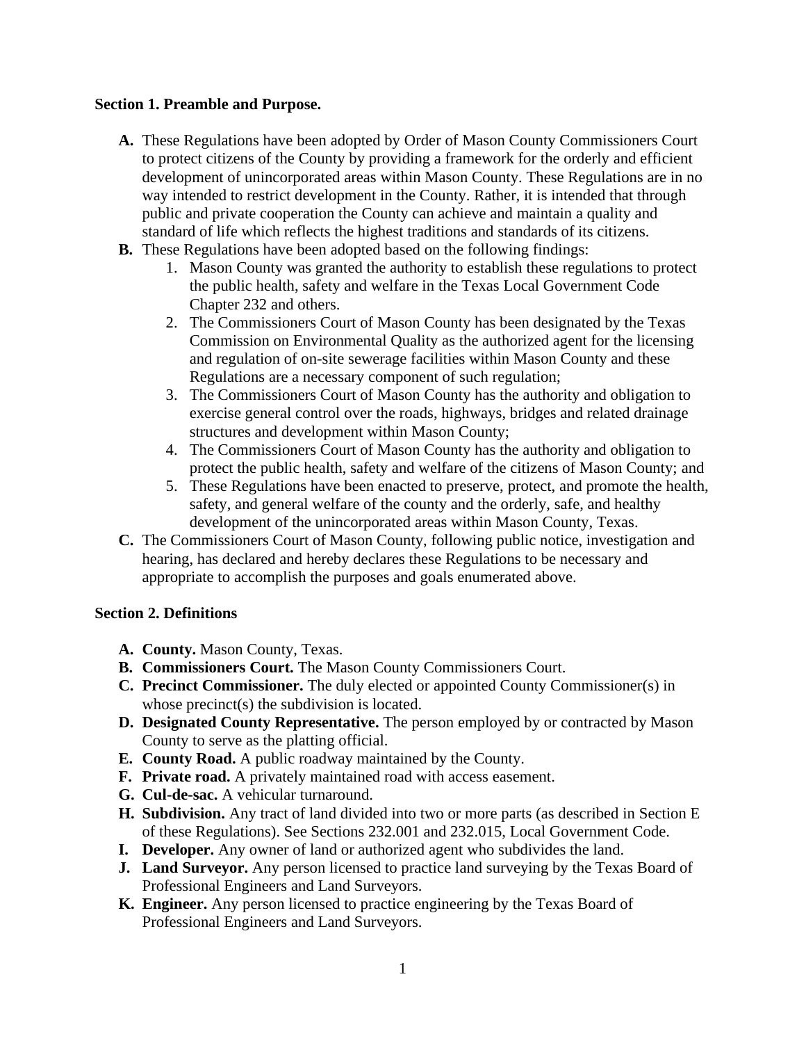**Section 1. Preamble and Purpose.**

- **A.** These Regulations have been adopted by Order of Mason County Commissioners Court to protect citizens of the County by providing a framework for the orderly and efficient development of unincorporated areas within Mason County. These Regulations are in no way intended to restrict development in the County. Rather, it is intended that through public and private cooperation the County can achieve and maintain a quality and standard of life which reflects the highest traditions and standards of its citizens.
- **B.** These Regulations have been adopted based on the following findings:
    1. Mason County was granted the authority to establish these regulations to protect the public health, safety and welfare in the Texas Local Government Code Chapter 232 and others.
    2. The Commissioners Court of Mason County has been designated by the Texas Commission on Environmental Quality as the authorized agent for the licensing and regulation of on-site sewerage facilities within Mason County and these Regulations are a necessary component of such regulation;
    3. The Commissioners Court of Mason County has the authority and obligation to exercise general control over the roads, highways, bridges and related drainage structures and development within Mason County;
    4. The Commissioners Court of Mason County has the authority and obligation to protect the public health, safety and welfare of the citizens of Mason County; and
    5. These Regulations have been enacted to preserve, protect, and promote the health, safety, and general welfare of the county and the orderly, safe, and healthy development of the unincorporated areas within Mason County, Texas.
- **C.** The Commissioners Court of Mason County, following public notice, investigation and hearing, has declared and hereby declares these Regulations to be necessary and appropriate to accomplish the purposes and goals enumerated above.

**Section 2. Definitions**

- **A. County.** Mason County, Texas.
- **B. Commissioners Court.** The Mason County Commissioners Court.
- **C. Precinct Commissioner.** The duly elected or appointed County Commissioner(s) in whose precinct(s) the subdivision is located.
- **D. Designated County Representative.** The person employed by or contracted by Mason County to serve as the platting official.
- **E. County Road.** A public roadway maintained by the County.
- **F. Private road.** A privately maintained road with access easement.
- **G. Cul-de-sac.** A vehicular turnaround.
- **H. Subdivision.** Any tract of land divided into two or more parts (as described in Section E of these Regulations). See Sections 232.001 and 232.015, Local Government Code.
- **I. Developer.** Any owner of land or authorized agent who subdivides the land.
- **J. Land Surveyor.** Any person licensed to practice land surveying by the Texas Board of Professional Engineers and Land Surveyors.
- **K. Engineer.** Any person licensed to practice engineering by the Texas Board of Professional Engineers and Land Surveyors.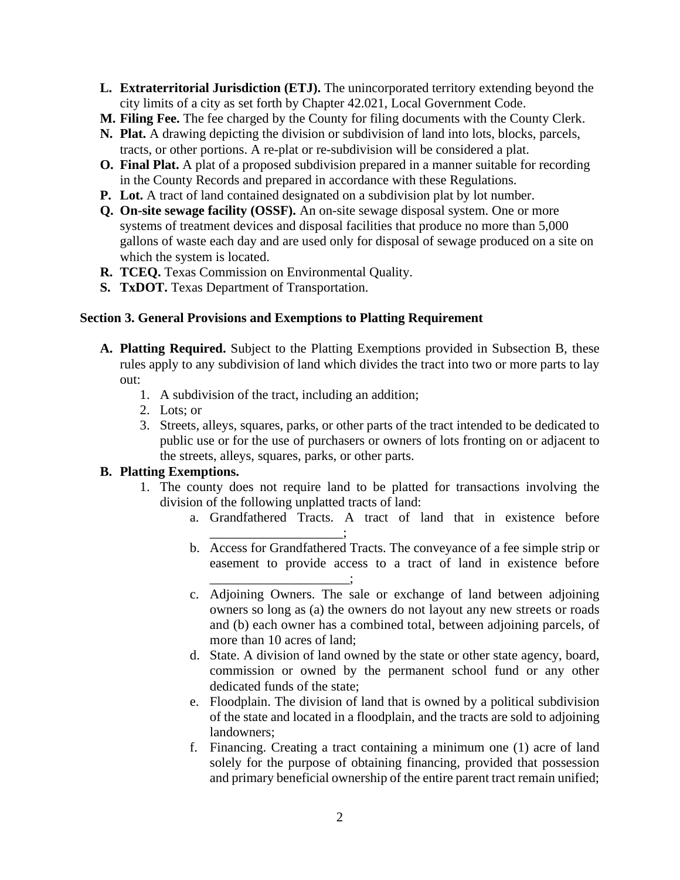**L. Extraterritorial Jurisdiction (ETJ).** The unincorporated territory extending beyond the city limits of a city as set forth by Chapter 42.021, Local Government Code.

**M. Filing Fee.** The fee charged by the County for filing documents with the County Clerk.

**N. Plat.** A drawing depicting the division or subdivision of land into lots, blocks, parcels, tracts, or other portions. A re-plat or re-subdivision will be considered a plat.

**O. Final Plat.** A plat of a proposed subdivision prepared in a manner suitable for recording in the County Records and prepared in accordance with these Regulations.

**P. Lot.** A tract of land contained designated on a subdivision plat by lot number.

**Q. On-site sewage facility (OSSF).** An on-site sewage disposal system. One or more systems of treatment devices and disposal facilities that produce no more than 5,000 gallons of waste each day and are used only for disposal of sewage produced on a site on which the system is located.

**R. TCEQ.** Texas Commission on Environmental Quality.

**S. TxDOT.** Texas Department of Transportation.

### Section 3. General Provisions and Exemptions to Platting Requirement

**A. Platting Required.** Subject to the Platting Exemptions provided in Subsection B, these rules apply to any subdivision of land which divides the tract into two or more parts to lay out:

1. A subdivision of the tract, including an addition;
2. Lots; or
3. Streets, alleys, squares, parks, or other parts of the tract intended to be dedicated to public use or for the use of purchasers or owners of lots fronting on or adjacent to the streets, alleys, squares, parks, or other parts.

**B. Platting Exemptions.**

1. The county does not require land to be platted for transactions involving the division of the following unplatted tracts of land:
   a. Grandfathered Tracts. A tract of land that in existence before ___________________;
   b. Access for Grandfathered Tracts. The conveyance of a fee simple strip or easement to provide access to a tract of land in existence before ____________________;
   c. Adjoining Owners. The sale or exchange of land between adjoining owners so long as (a) the owners do not layout any new streets or roads and (b) each owner has a combined total, between adjoining parcels, of more than 10 acres of land;
   d. State. A division of land owned by the state or other state agency, board, commission or owned by the permanent school fund or any other dedicated funds of the state;
   e. Floodplain. The division of land that is owned by a political subdivision of the state and located in a floodplain, and the tracts are sold to adjoining landowners;
   f. Financing. Creating a tract containing a minimum one (1) acre of land solely for the purpose of obtaining financing, provided that possession and primary beneficial ownership of the entire parent tract remain unified;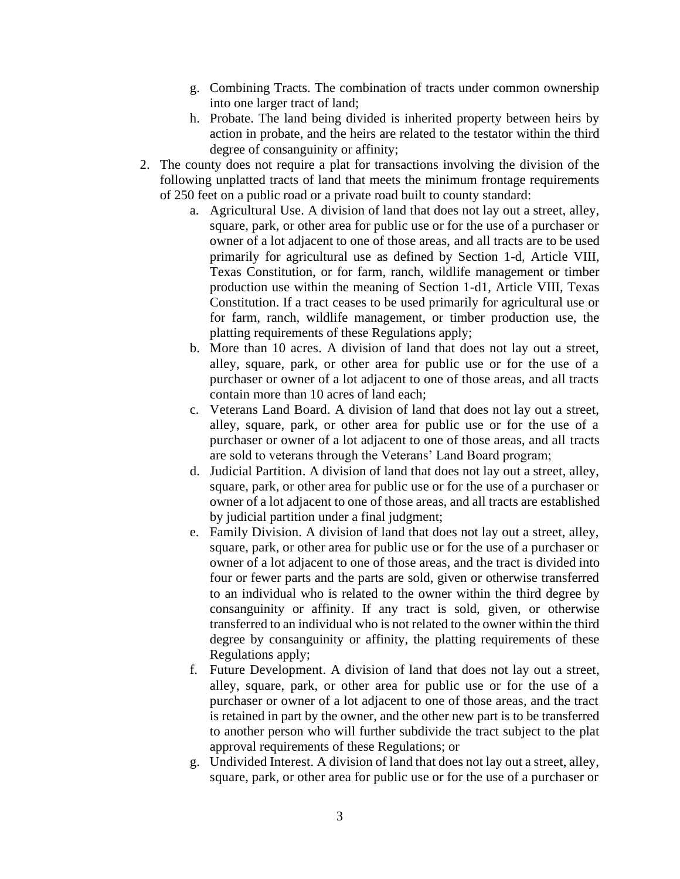g. Combining Tracts. The combination of tracts under common ownership into one larger tract of land;
   h. Probate. The land being divided is inherited property between heirs by action in probate, and the heirs are related to the testator within the third degree of consanguinity or affinity;

2. The county does not require a plat for transactions involving the division of the following unplatted tracts of land that meets the minimum frontage requirements of 250 feet on a public road or a private road built to county standard:
   a. Agricultural Use. A division of land that does not lay out a street, alley, square, park, or other area for public use or for the use of a purchaser or owner of a lot adjacent to one of those areas, and all tracts are to be used primarily for agricultural use as defined by Section 1-d, Article VIII, Texas Constitution, or for farm, ranch, wildlife management or timber production use within the meaning of Section 1-d1, Article VIII, Texas Constitution. If a tract ceases to be used primarily for agricultural use or for farm, ranch, wildlife management, or timber production use, the platting requirements of these Regulations apply;
   b. More than 10 acres. A division of land that does not lay out a street, alley, square, park, or other area for public use or for the use of a purchaser or owner of a lot adjacent to one of those areas, and all tracts contain more than 10 acres of land each;
   c. Veterans Land Board. A division of land that does not lay out a street, alley, square, park, or other area for public use or for the use of a purchaser or owner of a lot adjacent to one of those areas, and all tracts are sold to veterans through the Veterans' Land Board program;
   d. Judicial Partition. A division of land that does not lay out a street, alley, square, park, or other area for public use or for the use of a purchaser or owner of a lot adjacent to one of those areas, and all tracts are established by judicial partition under a final judgment;
   e. Family Division. A division of land that does not lay out a street, alley, square, park, or other area for public use or for the use of a purchaser or owner of a lot adjacent to one of those areas, and the tract is divided into four or fewer parts and the parts are sold, given or otherwise transferred to an individual who is related to the owner within the third degree by consanguinity or affinity. If any tract is sold, given, or otherwise transferred to an individual who is not related to the owner within the third degree by consanguinity or affinity, the platting requirements of these Regulations apply;
   f. Future Development. A division of land that does not lay out a street, alley, square, park, or other area for public use or for the use of a purchaser or owner of a lot adjacent to one of those areas, and the tract is retained in part by the owner, and the other new part is to be transferred to another person who will further subdivide the tract subject to the plat approval requirements of these Regulations; or
   g. Undivided Interest. A division of land that does not lay out a street, alley, square, park, or other area for public use or for the use of a purchaser or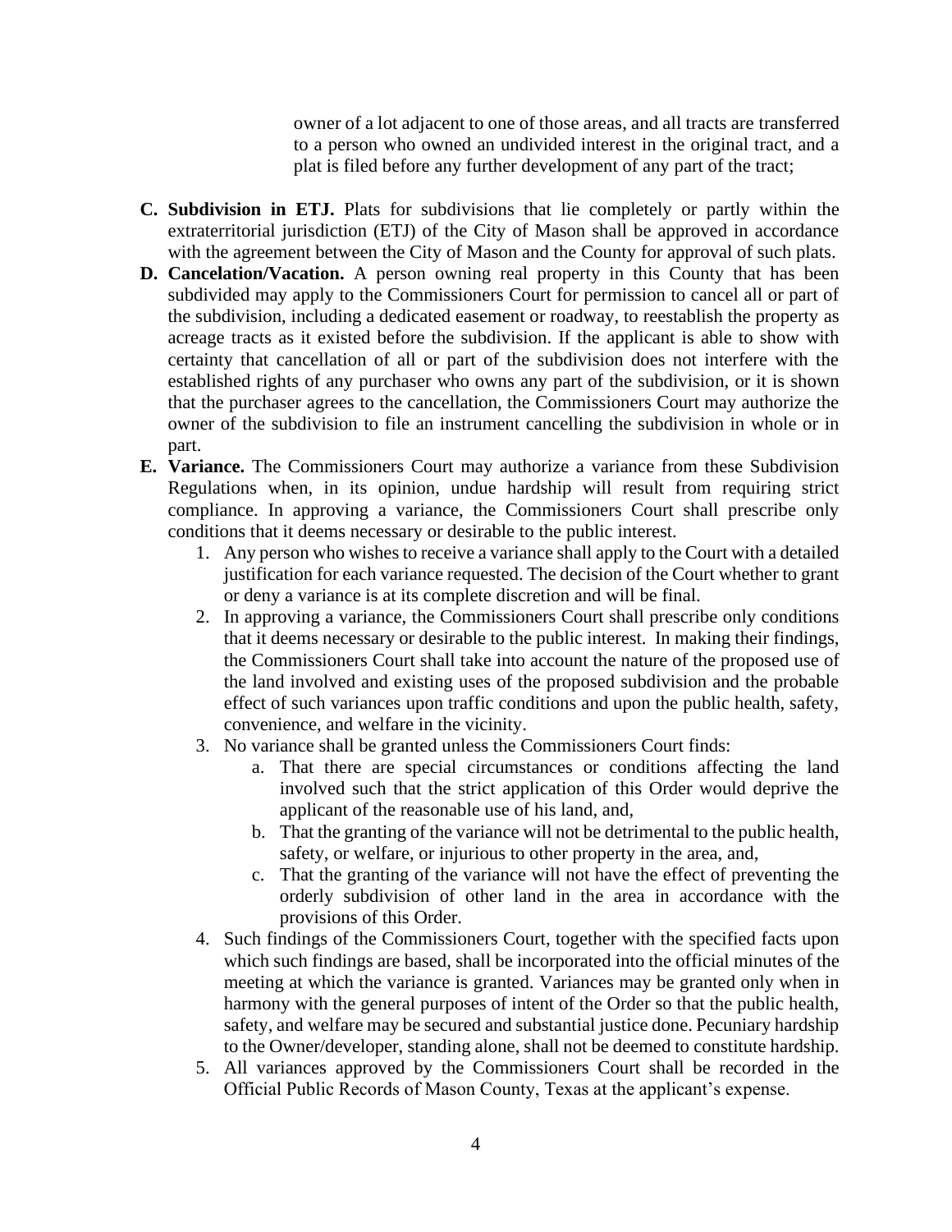owner of a lot adjacent to one of those areas, and all tracts are transferred to a person who owned an undivided interest in the original tract, and a plat is filed before any further development of any part of the tract;

**C. Subdivision in ETJ.** Plats for subdivisions that lie completely or partly within the extraterritorial jurisdiction (ETJ) of the City of Mason shall be approved in accordance with the agreement between the City of Mason and the County for approval of such plats.

**D. Cancelation/Vacation.** A person owning real property in this County that has been subdivided may apply to the Commissioners Court for permission to cancel all or part of the subdivision, including a dedicated easement or roadway, to reestablish the property as acreage tracts as it existed before the subdivision. If the applicant is able to show with certainty that cancellation of all or part of the subdivision does not interfere with the established rights of any purchaser who owns any part of the subdivision, or it is shown that the purchaser agrees to the cancellation, the Commissioners Court may authorize the owner of the subdivision to file an instrument cancelling the subdivision in whole or in part.

**E. Variance.** The Commissioners Court may authorize a variance from these Subdivision Regulations when, in its opinion, undue hardship will result from requiring strict compliance. In approving a variance, the Commissioners Court shall prescribe only conditions that it deems necessary or desirable to the public interest.

1. Any person who wishes to receive a variance shall apply to the Court with a detailed justification for each variance requested. The decision of the Court whether to grant or deny a variance is at its complete discretion and will be final.
2. In approving a variance, the Commissioners Court shall prescribe only conditions that it deems necessary or desirable to the public interest. In making their findings, the Commissioners Court shall take into account the nature of the proposed use of the land involved and existing uses of the proposed subdivision and the probable effect of such variances upon traffic conditions and upon the public health, safety, convenience, and welfare in the vicinity.
3. No variance shall be granted unless the Commissioners Court finds:
    a. That there are special circumstances or conditions affecting the land involved such that the strict application of this Order would deprive the applicant of the reasonable use of his land, and,
    b. That the granting of the variance will not be detrimental to the public health, safety, or welfare, or injurious to other property in the area, and,
    c. That the granting of the variance will not have the effect of preventing the orderly subdivision of other land in the area in accordance with the provisions of this Order.
4. Such findings of the Commissioners Court, together with the specified facts upon which such findings are based, shall be incorporated into the official minutes of the meeting at which the variance is granted. Variances may be granted only when in harmony with the general purposes of intent of the Order so that the public health, safety, and welfare may be secured and substantial justice done. Pecuniary hardship to the Owner/developer, standing alone, shall not be deemed to constitute hardship.
5. All variances approved by the Commissioners Court shall be recorded in the Official Public Records of Mason County, Texas at the applicant's expense.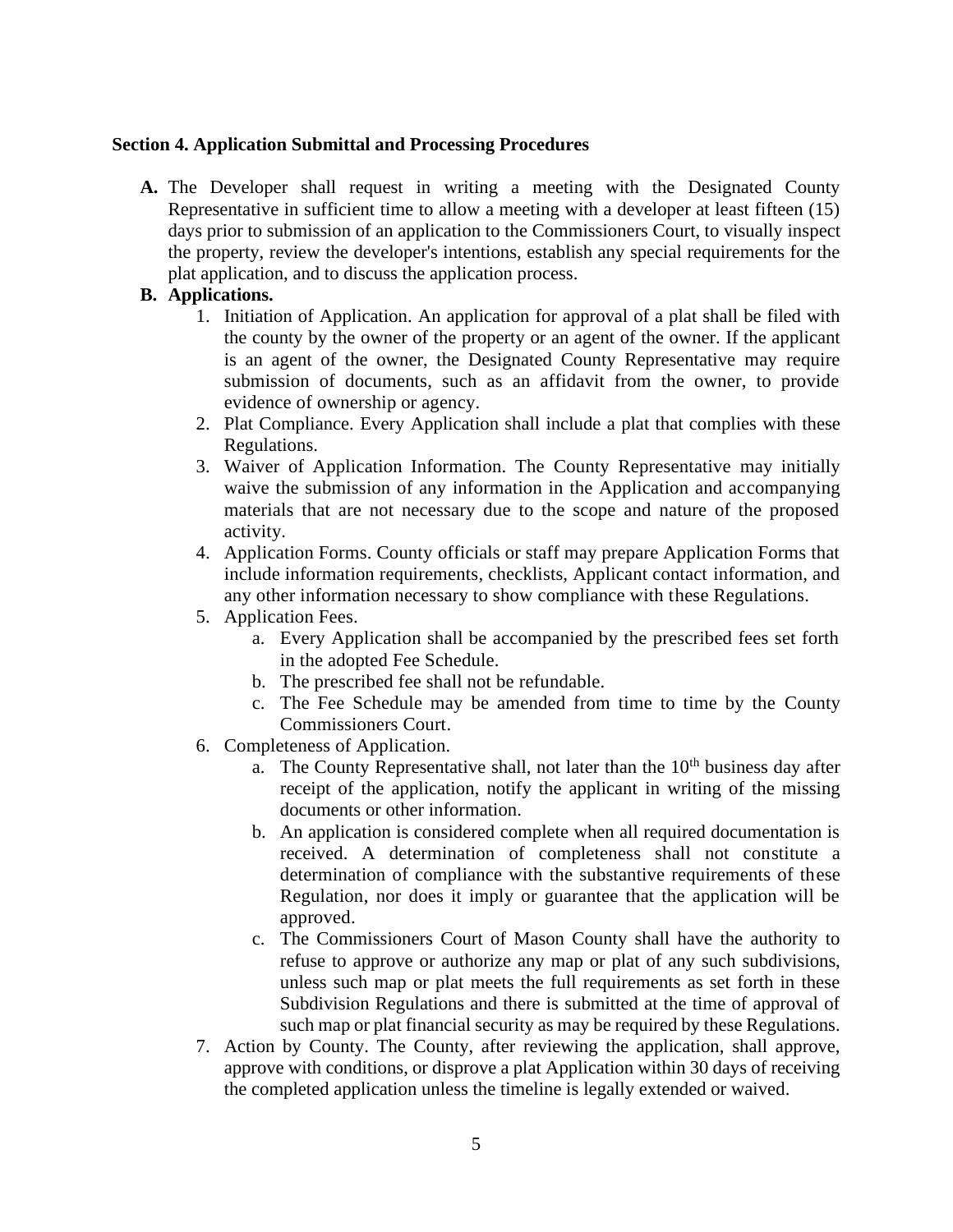**Section 4. Application Submittal and Processing Procedures**

**A.** The Developer shall request in writing a meeting with the Designated County Representative in sufficient time to allow a meeting with a developer at least fifteen (15) days prior to submission of an application to the Commissioners Court, to visually inspect the property, review the developer's intentions, establish any special requirements for the plat application, and to discuss the application process.

**B. Applications.**

1. Initiation of Application. An application for approval of a plat shall be filed with the county by the owner of the property or an agent of the owner. If the applicant is an agent of the owner, the Designated County Representative may require submission of documents, such as an affidavit from the owner, to provide evidence of ownership or agency.
2. Plat Compliance. Every Application shall include a plat that complies with these Regulations.
3. Waiver of Application Information. The County Representative may initially waive the submission of any information in the Application and accompanying materials that are not necessary due to the scope and nature of the proposed activity.
4. Application Forms. County officials or staff may prepare Application Forms that include information requirements, checklists, Applicant contact information, and any other information necessary to show compliance with these Regulations.
5. Application Fees.
    a. Every Application shall be accompanied by the prescribed fees set forth in the adopted Fee Schedule.
    b. The prescribed fee shall not be refundable.
    c. The Fee Schedule may be amended from time to time by the County Commissioners Court.
6. Completeness of Application.
    a. The County Representative shall, not later than the 10th business day after receipt of the application, notify the applicant in writing of the missing documents or other information.
    b. An application is considered complete when all required documentation is received. A determination of completeness shall not constitute a determination of compliance with the substantive requirements of these Regulation, nor does it imply or guarantee that the application will be approved.
    c. The Commissioners Court of Mason County shall have the authority to refuse to approve or authorize any map or plat of any such subdivisions, unless such map or plat meets the full requirements as set forth in these Subdivision Regulations and there is submitted at the time of approval of such map or plat financial security as may be required by these Regulations.
7. Action by County. The County, after reviewing the application, shall approve, approve with conditions, or disprove a plat Application within 30 days of receiving the completed application unless the timeline is legally extended or waived.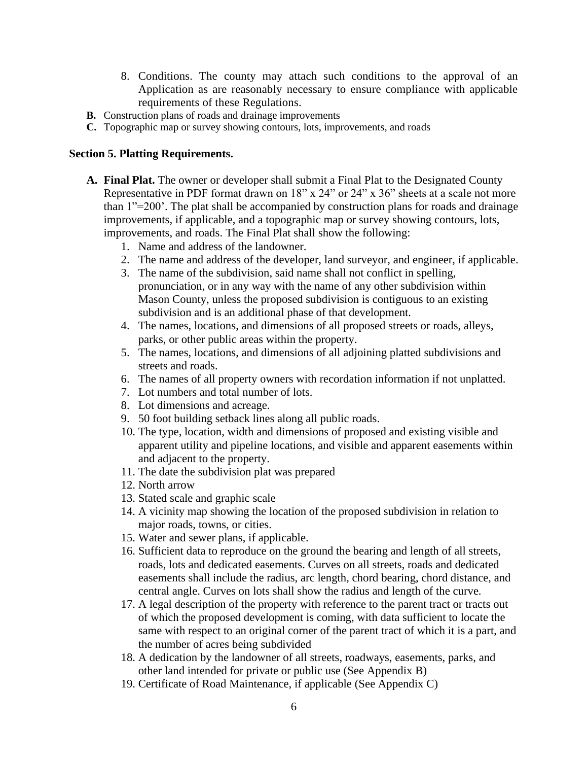8. Conditions. The county may attach such conditions to the approval of an Application as are reasonably necessary to ensure compliance with applicable requirements of these Regulations.

**B.** Construction plans of roads and drainage improvements

**C.** Topographic map or survey showing contours, lots, improvements, and roads

## Section 5. Platting Requirements.

**A. Final Plat.** The owner or developer shall submit a Final Plat to the Designated County Representative in PDF format drawn on 18" x 24" or 24" x 36" sheets at a scale not more than 1"=200'. The plat shall be accompanied by construction plans for roads and drainage improvements, if applicable, and a topographic map or survey showing contours, lots, improvements, and roads. The Final Plat shall show the following:

1. Name and address of the landowner.
2. The name and address of the developer, land surveyor, and engineer, if applicable.
3. The name of the subdivision, said name shall not conflict in spelling, pronunciation, or in any way with the name of any other subdivision within Mason County, unless the proposed subdivision is contiguous to an existing subdivision and is an additional phase of that development.
4. The names, locations, and dimensions of all proposed streets or roads, alleys, parks, or other public areas within the property.
5. The names, locations, and dimensions of all adjoining platted subdivisions and streets and roads.
6. The names of all property owners with recordation information if not unplatted.
7. Lot numbers and total number of lots.
8. Lot dimensions and acreage.
9. 50 foot building setback lines along all public roads.
10. The type, location, width and dimensions of proposed and existing visible and apparent utility and pipeline locations, and visible and apparent easements within and adjacent to the property.
11. The date the subdivision plat was prepared
12. North arrow
13. Stated scale and graphic scale
14. A vicinity map showing the location of the proposed subdivision in relation to major roads, towns, or cities.
15. Water and sewer plans, if applicable.
16. Sufficient data to reproduce on the ground the bearing and length of all streets, roads, lots and dedicated easements. Curves on all streets, roads and dedicated easements shall include the radius, arc length, chord bearing, chord distance, and central angle. Curves on lots shall show the radius and length of the curve.
17. A legal description of the property with reference to the parent tract or tracts out of which the proposed development is coming, with data sufficient to locate the same with respect to an original corner of the parent tract of which it is a part, and the number of acres being subdivided
18. A dedication by the landowner of all streets, roadways, easements, parks, and other land intended for private or public use (See Appendix B)
19. Certificate of Road Maintenance, if applicable (See Appendix C)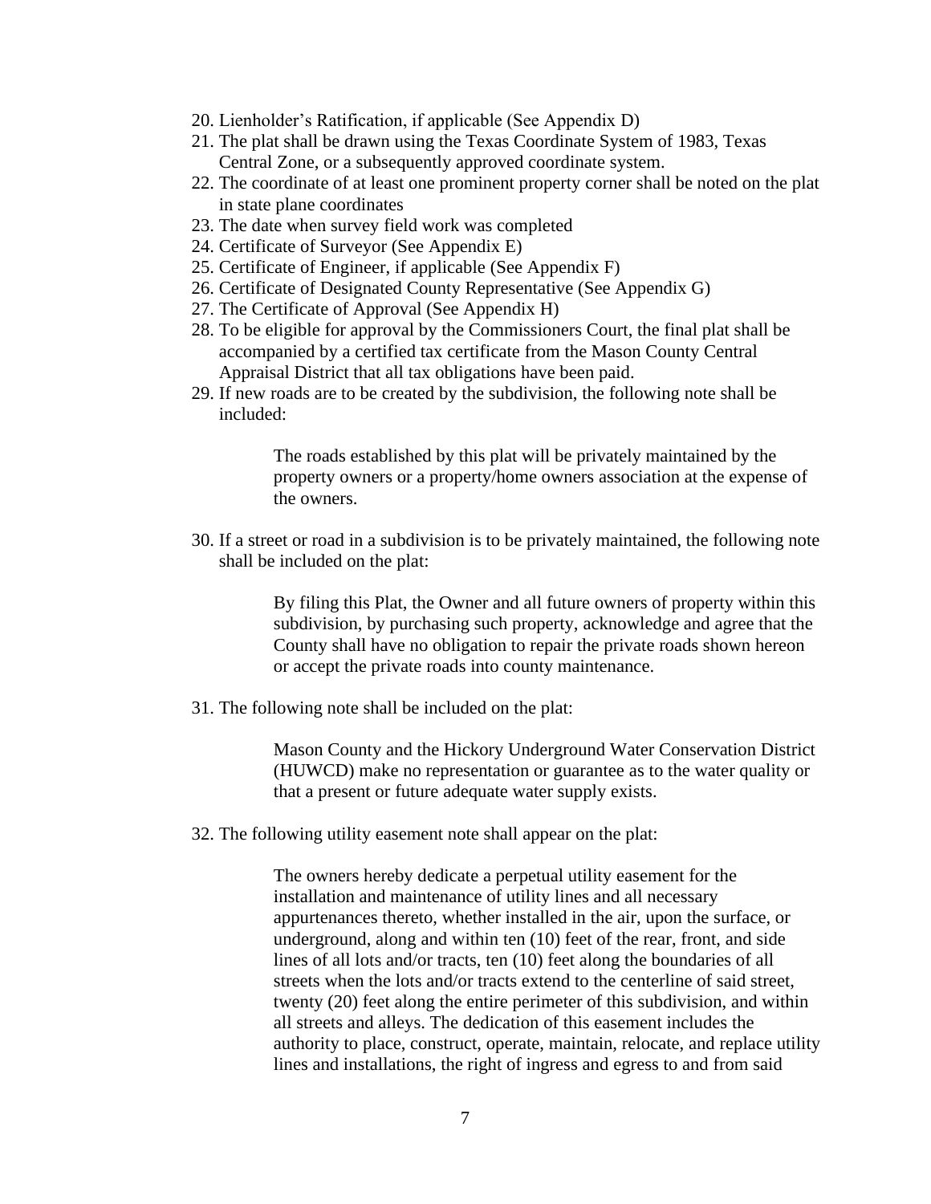20. Lienholder's Ratification, if applicable (See Appendix D)
21. The plat shall be drawn using the Texas Coordinate System of 1983, Texas Central Zone, or a subsequently approved coordinate system.
22. The coordinate of at least one prominent property corner shall be noted on the plat in state plane coordinates
23. The date when survey field work was completed
24. Certificate of Surveyor (See Appendix E)
25. Certificate of Engineer, if applicable (See Appendix F)
26. Certificate of Designated County Representative (See Appendix G)
27. The Certificate of Approval (See Appendix H)
28. To be eligible for approval by the Commissioners Court, the final plat shall be accompanied by a certified tax certificate from the Mason County Central Appraisal District that all tax obligations have been paid.
29. If new roads are to be created by the subdivision, the following note shall be included:

    > The roads established by this plat will be privately maintained by the property owners or a property/home owners association at the expense of the owners.

30. If a street or road in a subdivision is to be privately maintained, the following note shall be included on the plat:

    > By filing this Plat, the Owner and all future owners of property within this subdivision, by purchasing such property, acknowledge and agree that the County shall have no obligation to repair the private roads shown hereon or accept the private roads into county maintenance.

31. The following note shall be included on the plat:

    > Mason County and the Hickory Underground Water Conservation District (HUWCD) make no representation or guarantee as to the water quality or that a present or future adequate water supply exists.

32. The following utility easement note shall appear on the plat:

    > The owners hereby dedicate a perpetual utility easement for the installation and maintenance of utility lines and all necessary appurtenances thereto, whether installed in the air, upon the surface, or underground, along and within ten (10) feet of the rear, front, and side lines of all lots and/or tracts, ten (10) feet along the boundaries of all streets when the lots and/or tracts extend to the centerline of said street, twenty (20) feet along the entire perimeter of this subdivision, and within all streets and alleys. The dedication of this easement includes the authority to place, construct, operate, maintain, relocate, and replace utility lines and installations, the right of ingress and egress to and from said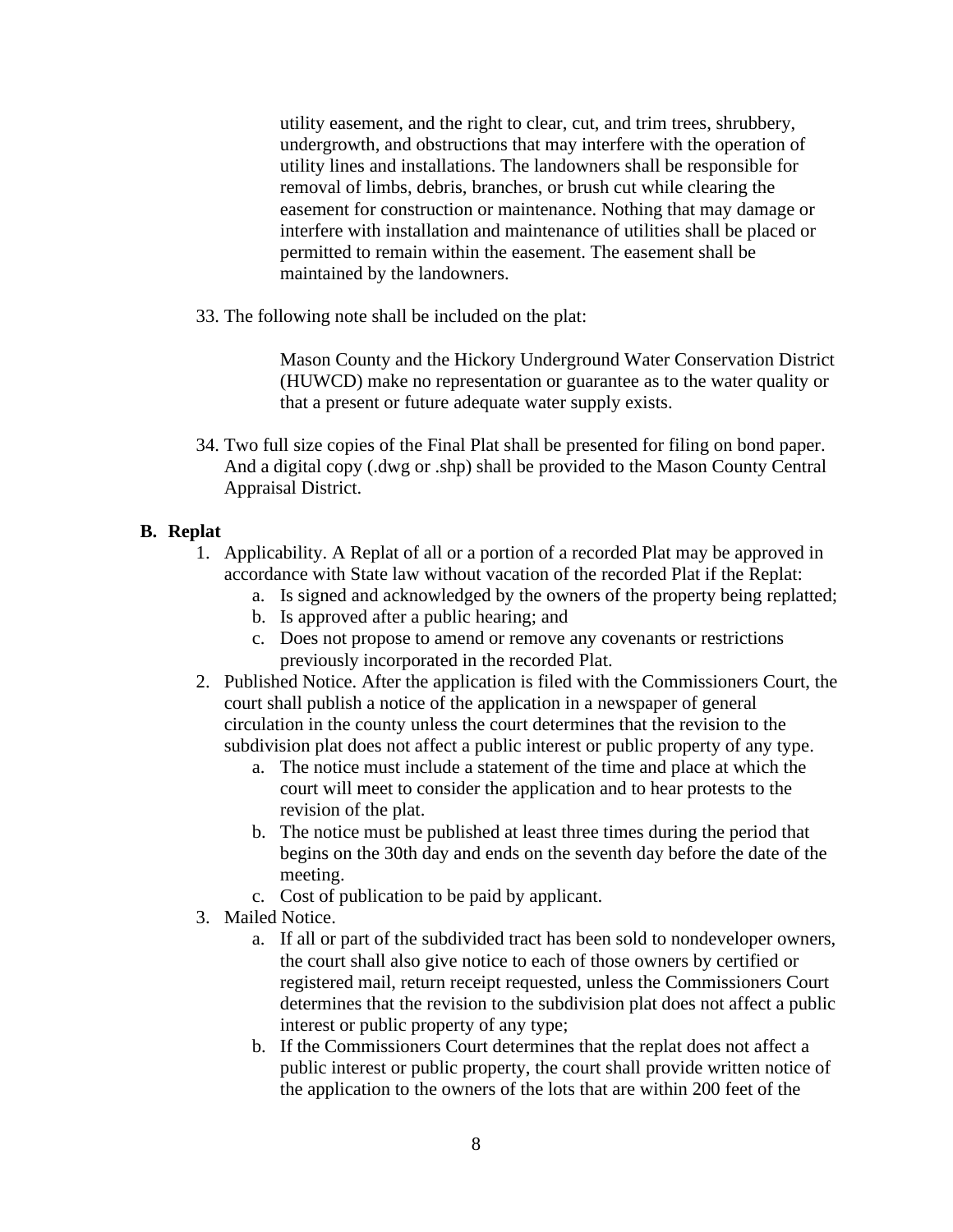utility easement, and the right to clear, cut, and trim trees, shrubbery, undergrowth, and obstructions that may interfere with the operation of utility lines and installations. The landowners shall be responsible for removal of limbs, debris, branches, or brush cut while clearing the easement for construction or maintenance. Nothing that may damage or interfere with installation and maintenance of utilities shall be placed or permitted to remain within the easement. The easement shall be maintained by the landowners.

33. The following note shall be included on the plat:

    Mason County and the Hickory Underground Water Conservation District (HUWCD) make no representation or guarantee as to the water quality or that a present or future adequate water supply exists.

34. Two full size copies of the Final Plat shall be presented for filing on bond paper. And a digital copy (.dwg or .shp) shall be provided to the Mason County Central Appraisal District.

### B. Replat

1. Applicability. A Replat of all or a portion of a recorded Plat may be approved in accordance with State law without vacation of the recorded Plat if the Replat:
   a. Is signed and acknowledged by the owners of the property being replatted;
   b. Is approved after a public hearing; and
   c. Does not propose to amend or remove any covenants or restrictions previously incorporated in the recorded Plat.
2. Published Notice. After the application is filed with the Commissioners Court, the court shall publish a notice of the application in a newspaper of general circulation in the county unless the court determines that the revision to the subdivision plat does not affect a public interest or public property of any type.
   a. The notice must include a statement of the time and place at which the court will meet to consider the application and to hear protests to the revision of the plat.
   b. The notice must be published at least three times during the period that begins on the 30th day and ends on the seventh day before the date of the meeting.
   c. Cost of publication to be paid by applicant.
3. Mailed Notice.
   a. If all or part of the subdivided tract has been sold to nondeveloper owners, the court shall also give notice to each of those owners by certified or registered mail, return receipt requested, unless the Commissioners Court determines that the revision to the subdivision plat does not affect a public interest or public property of any type;
   b. If the Commissioners Court determines that the replat does not affect a public interest or public property, the court shall provide written notice of the application to the owners of the lots that are within 200 feet of the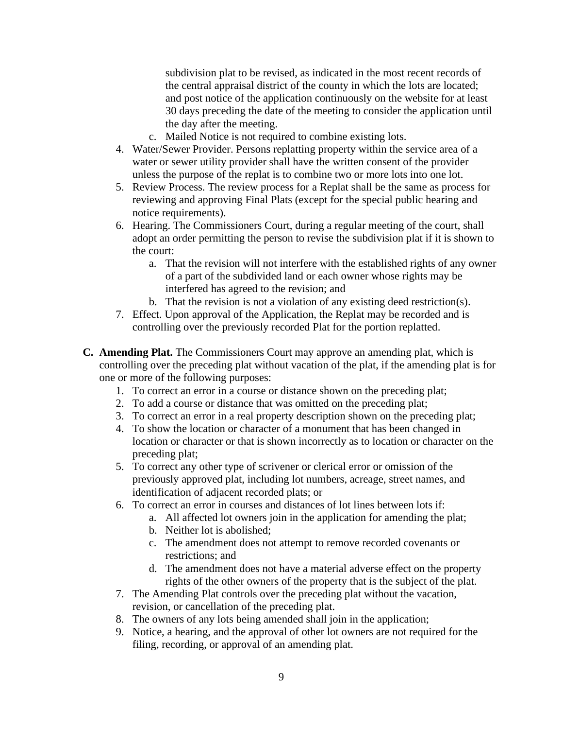subdivision plat to be revised, as indicated in the most recent records of the central appraisal district of the county in which the lots are located; and post notice of the application continuously on the website for at least 30 days preceding the date of the meeting to consider the application until the day after the meeting.

   c. Mailed Notice is not required to combine existing lots.

4. Water/Sewer Provider. Persons replatting property within the service area of a water or sewer utility provider shall have the written consent of the provider unless the purpose of the replat is to combine two or more lots into one lot.
5. Review Process. The review process for a Replat shall be the same as process for reviewing and approving Final Plats (except for the special public hearing and notice requirements).
6. Hearing. The Commissioners Court, during a regular meeting of the court, shall adopt an order permitting the person to revise the subdivision plat if it is shown to the court:
   a. That the revision will not interfere with the established rights of any owner of a part of the subdivided land or each owner whose rights may be interfered has agreed to the revision; and
   b. That the revision is not a violation of any existing deed restriction(s).
7. Effect. Upon approval of the Application, the Replat may be recorded and is controlling over the previously recorded Plat for the portion replatted.

**C. Amending Plat.** The Commissioners Court may approve an amending plat, which is controlling over the preceding plat without vacation of the plat, if the amending plat is for one or more of the following purposes:

1. To correct an error in a course or distance shown on the preceding plat;
2. To add a course or distance that was omitted on the preceding plat;
3. To correct an error in a real property description shown on the preceding plat;
4. To show the location or character of a monument that has been changed in location or character or that is shown incorrectly as to location or character on the preceding plat;
5. To correct any other type of scrivener or clerical error or omission of the previously approved plat, including lot numbers, acreage, street names, and identification of adjacent recorded plats; or
6. To correct an error in courses and distances of lot lines between lots if:
   a. All affected lot owners join in the application for amending the plat;
   b. Neither lot is abolished;
   c. The amendment does not attempt to remove recorded covenants or restrictions; and
   d. The amendment does not have a material adverse effect on the property rights of the other owners of the property that is the subject of the plat.
7. The Amending Plat controls over the preceding plat without the vacation, revision, or cancellation of the preceding plat.
8. The owners of any lots being amended shall join in the application;
9. Notice, a hearing, and the approval of other lot owners are not required for the filing, recording, or approval of an amending plat.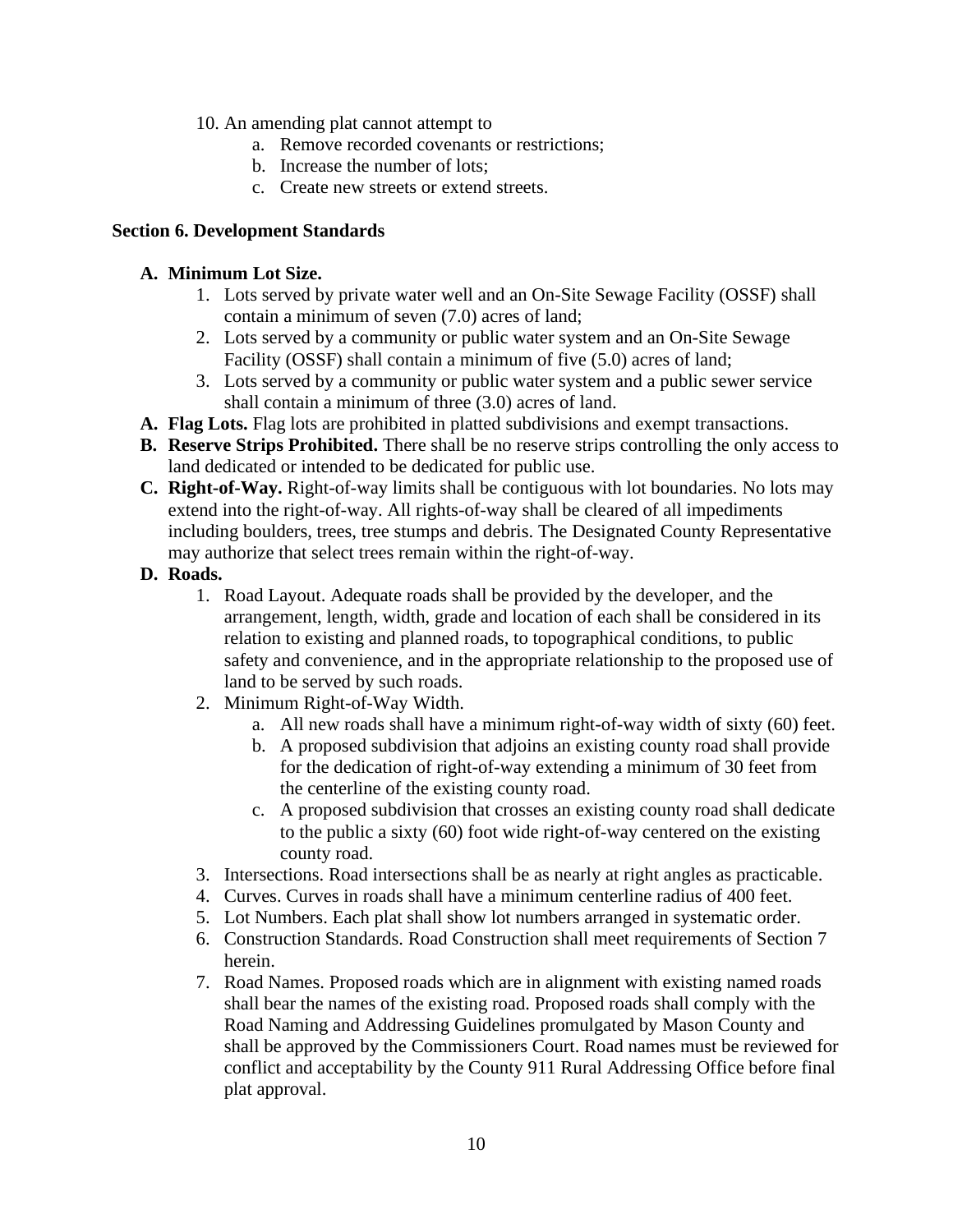10. An amending plat cannot attempt to
    a. Remove recorded covenants or restrictions;
    b. Increase the number of lots;
    c. Create new streets or extend streets.

## Section 6. Development Standards

**A. Minimum Lot Size.**

1. Lots served by private water well and an On-Site Sewage Facility (OSSF) shall contain a minimum of seven (7.0) acres of land;
2. Lots served by a community or public water system and an On-Site Sewage Facility (OSSF) shall contain a minimum of five (5.0) acres of land;
3. Lots served by a community or public water system and a public sewer service shall contain a minimum of three (3.0) acres of land.

**A. Flag Lots.** Flag lots are prohibited in platted subdivisions and exempt transactions.

**B. Reserve Strips Prohibited.** There shall be no reserve strips controlling the only access to land dedicated or intended to be dedicated for public use.

**C. Right-of-Way.** Right-of-way limits shall be contiguous with lot boundaries. No lots may extend into the right-of-way. All rights-of-way shall be cleared of all impediments including boulders, trees, tree stumps and debris. The Designated County Representative may authorize that select trees remain within the right-of-way.

**D. Roads.**

1. Road Layout. Adequate roads shall be provided by the developer, and the arrangement, length, width, grade and location of each shall be considered in its relation to existing and planned roads, to topographical conditions, to public safety and convenience, and in the appropriate relationship to the proposed use of land to be served by such roads.
2. Minimum Right-of-Way Width.
    a. All new roads shall have a minimum right-of-way width of sixty (60) feet.
    b. A proposed subdivision that adjoins an existing county road shall provide for the dedication of right-of-way extending a minimum of 30 feet from the centerline of the existing county road.
    c. A proposed subdivision that crosses an existing county road shall dedicate to the public a sixty (60) foot wide right-of-way centered on the existing county road.
3. Intersections. Road intersections shall be as nearly at right angles as practicable.
4. Curves. Curves in roads shall have a minimum centerline radius of 400 feet.
5. Lot Numbers. Each plat shall show lot numbers arranged in systematic order.
6. Construction Standards. Road Construction shall meet requirements of Section 7 herein.
7. Road Names. Proposed roads which are in alignment with existing named roads shall bear the names of the existing road. Proposed roads shall comply with the Road Naming and Addressing Guidelines promulgated by Mason County and shall be approved by the Commissioners Court. Road names must be reviewed for conflict and acceptability by the County 911 Rural Addressing Office before final plat approval.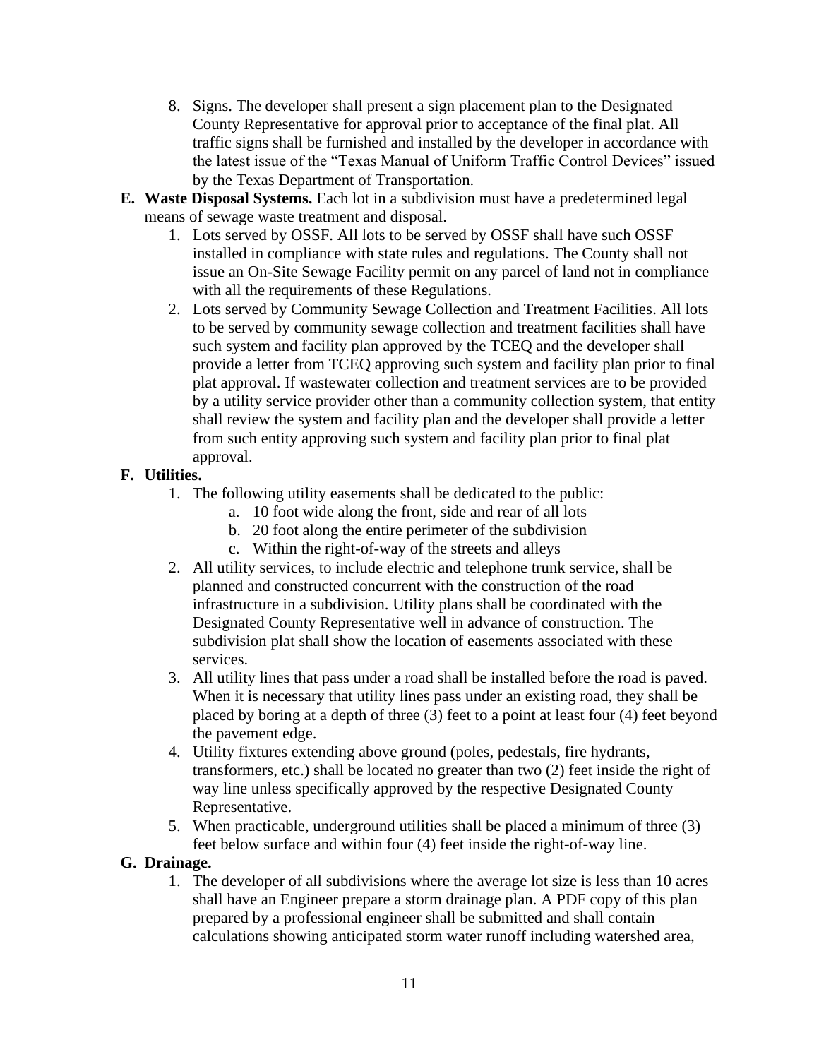8. Signs. The developer shall present a sign placement plan to the Designated County Representative for approval prior to acceptance of the final plat. All traffic signs shall be furnished and installed by the developer in accordance with the latest issue of the "Texas Manual of Uniform Traffic Control Devices" issued by the Texas Department of Transportation.

**E. Waste Disposal Systems.** Each lot in a subdivision must have a predetermined legal means of sewage waste treatment and disposal.

1. Lots served by OSSF. All lots to be served by OSSF shall have such OSSF installed in compliance with state rules and regulations. The County shall not issue an On-Site Sewage Facility permit on any parcel of land not in compliance with all the requirements of these Regulations.
2. Lots served by Community Sewage Collection and Treatment Facilities. All lots to be served by community sewage collection and treatment facilities shall have such system and facility plan approved by the TCEQ and the developer shall provide a letter from TCEQ approving such system and facility plan prior to final plat approval. If wastewater collection and treatment services are to be provided by a utility service provider other than a community collection system, that entity shall review the system and facility plan and the developer shall provide a letter from such entity approving such system and facility plan prior to final plat approval.

**F. Utilities.**

1. The following utility easements shall be dedicated to the public:
   a. 10 foot wide along the front, side and rear of all lots
   b. 20 foot along the entire perimeter of the subdivision
   c. Within the right-of-way of the streets and alleys
2. All utility services, to include electric and telephone trunk service, shall be planned and constructed concurrent with the construction of the road infrastructure in a subdivision. Utility plans shall be coordinated with the Designated County Representative well in advance of construction. The subdivision plat shall show the location of easements associated with these services.
3. All utility lines that pass under a road shall be installed before the road is paved. When it is necessary that utility lines pass under an existing road, they shall be placed by boring at a depth of three (3) feet to a point at least four (4) feet beyond the pavement edge.
4. Utility fixtures extending above ground (poles, pedestals, fire hydrants, transformers, etc.) shall be located no greater than two (2) feet inside the right of way line unless specifically approved by the respective Designated County Representative.
5. When practicable, underground utilities shall be placed a minimum of three (3) feet below surface and within four (4) feet inside the right-of-way line.

**G. Drainage.**

1. The developer of all subdivisions where the average lot size is less than 10 acres shall have an Engineer prepare a storm drainage plan. A PDF copy of this plan prepared by a professional engineer shall be submitted and shall contain calculations showing anticipated storm water runoff including watershed area,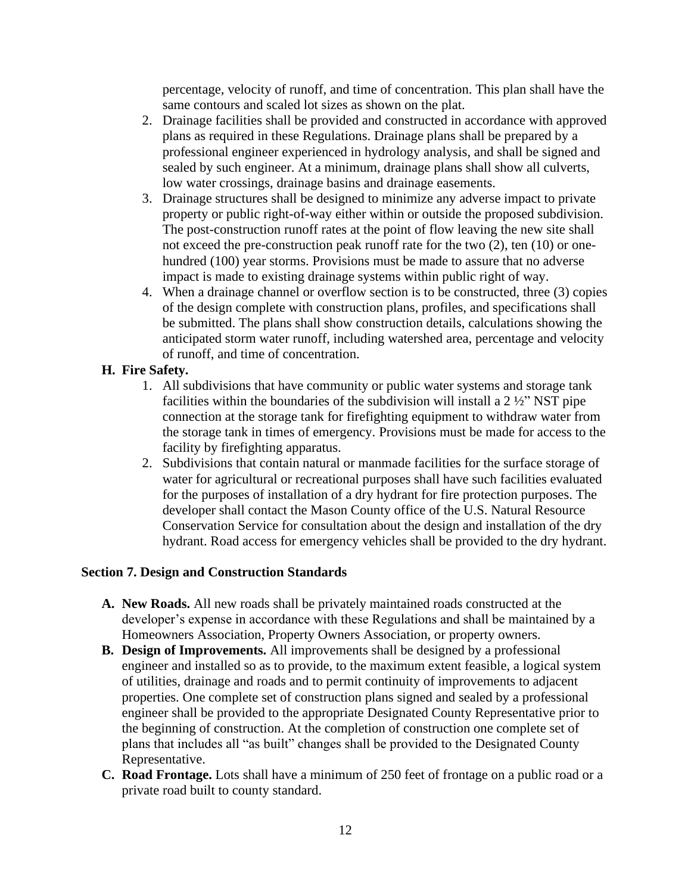percentage, velocity of runoff, and time of concentration. This plan shall have the same contours and scaled lot sizes as shown on the plat.

2. Drainage facilities shall be provided and constructed in accordance with approved plans as required in these Regulations. Drainage plans shall be prepared by a professional engineer experienced in hydrology analysis, and shall be signed and sealed by such engineer. At a minimum, drainage plans shall show all culverts, low water crossings, drainage basins and drainage easements.
3. Drainage structures shall be designed to minimize any adverse impact to private property or public right-of-way either within or outside the proposed subdivision. The post-construction runoff rates at the point of flow leaving the new site shall not exceed the pre-construction peak runoff rate for the two (2), ten (10) or one-hundred (100) year storms. Provisions must be made to assure that no adverse impact is made to existing drainage systems within public right of way.
4. When a drainage channel or overflow section is to be constructed, three (3) copies of the design complete with construction plans, profiles, and specifications shall be submitted. The plans shall show construction details, calculations showing the anticipated storm water runoff, including watershed area, percentage and velocity of runoff, and time of concentration.

**H. Fire Safety.**

1. All subdivisions that have community or public water systems and storage tank facilities within the boundaries of the subdivision will install a 2 ½" NST pipe connection at the storage tank for firefighting equipment to withdraw water from the storage tank in times of emergency. Provisions must be made for access to the facility by firefighting apparatus.
2. Subdivisions that contain natural or manmade facilities for the surface storage of water for agricultural or recreational purposes shall have such facilities evaluated for the purposes of installation of a dry hydrant for fire protection purposes. The developer shall contact the Mason County office of the U.S. Natural Resource Conservation Service for consultation about the design and installation of the dry hydrant. Road access for emergency vehicles shall be provided to the dry hydrant.

## Section 7. Design and Construction Standards

**A. New Roads.** All new roads shall be privately maintained roads constructed at the developer's expense in accordance with these Regulations and shall be maintained by a Homeowners Association, Property Owners Association, or property owners.

**B. Design of Improvements.** All improvements shall be designed by a professional engineer and installed so as to provide, to the maximum extent feasible, a logical system of utilities, drainage and roads and to permit continuity of improvements to adjacent properties. One complete set of construction plans signed and sealed by a professional engineer shall be provided to the appropriate Designated County Representative prior to the beginning of construction. At the completion of construction one complete set of plans that includes all "as built" changes shall be provided to the Designated County Representative.

**C. Road Frontage.** Lots shall have a minimum of 250 feet of frontage on a public road or a private road built to county standard.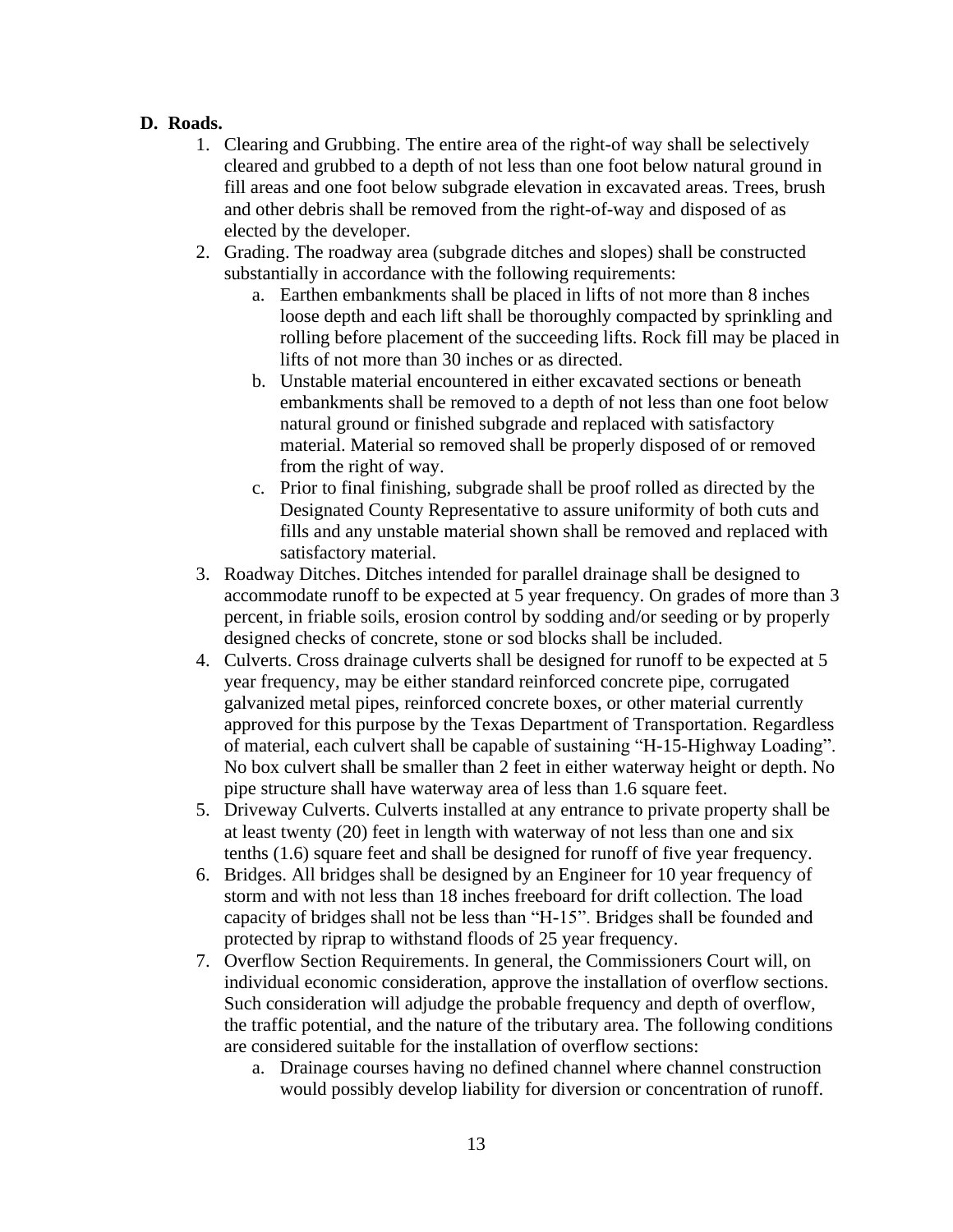**D. Roads.**

1. Clearing and Grubbing. The entire area of the right-of way shall be selectively cleared and grubbed to a depth of not less than one foot below natural ground in fill areas and one foot below subgrade elevation in excavated areas. Trees, brush and other debris shall be removed from the right-of-way and disposed of as elected by the developer.
2. Grading. The roadway area (subgrade ditches and slopes) shall be constructed substantially in accordance with the following requirements:
   a. Earthen embankments shall be placed in lifts of not more than 8 inches loose depth and each lift shall be thoroughly compacted by sprinkling and rolling before placement of the succeeding lifts. Rock fill may be placed in lifts of not more than 30 inches or as directed.
   b. Unstable material encountered in either excavated sections or beneath embankments shall be removed to a depth of not less than one foot below natural ground or finished subgrade and replaced with satisfactory material. Material so removed shall be properly disposed of or removed from the right of way.
   c. Prior to final finishing, subgrade shall be proof rolled as directed by the Designated County Representative to assure uniformity of both cuts and fills and any unstable material shown shall be removed and replaced with satisfactory material.
3. Roadway Ditches. Ditches intended for parallel drainage shall be designed to accommodate runoff to be expected at 5 year frequency. On grades of more than 3 percent, in friable soils, erosion control by sodding and/or seeding or by properly designed checks of concrete, stone or sod blocks shall be included.
4. Culverts. Cross drainage culverts shall be designed for runoff to be expected at 5 year frequency, may be either standard reinforced concrete pipe, corrugated galvanized metal pipes, reinforced concrete boxes, or other material currently approved for this purpose by the Texas Department of Transportation. Regardless of material, each culvert shall be capable of sustaining "H-15-Highway Loading". No box culvert shall be smaller than 2 feet in either waterway height or depth. No pipe structure shall have waterway area of less than 1.6 square feet.
5. Driveway Culverts. Culverts installed at any entrance to private property shall be at least twenty (20) feet in length with waterway of not less than one and six tenths (1.6) square feet and shall be designed for runoff of five year frequency.
6. Bridges. All bridges shall be designed by an Engineer for 10 year frequency of storm and with not less than 18 inches freeboard for drift collection. The load capacity of bridges shall not be less than "H-15". Bridges shall be founded and protected by riprap to withstand floods of 25 year frequency.
7. Overflow Section Requirements. In general, the Commissioners Court will, on individual economic consideration, approve the installation of overflow sections. Such consideration will adjudge the probable frequency and depth of overflow, the traffic potential, and the nature of the tributary area. The following conditions are considered suitable for the installation of overflow sections:
   a. Drainage courses having no defined channel where channel construction would possibly develop liability for diversion or concentration of runoff.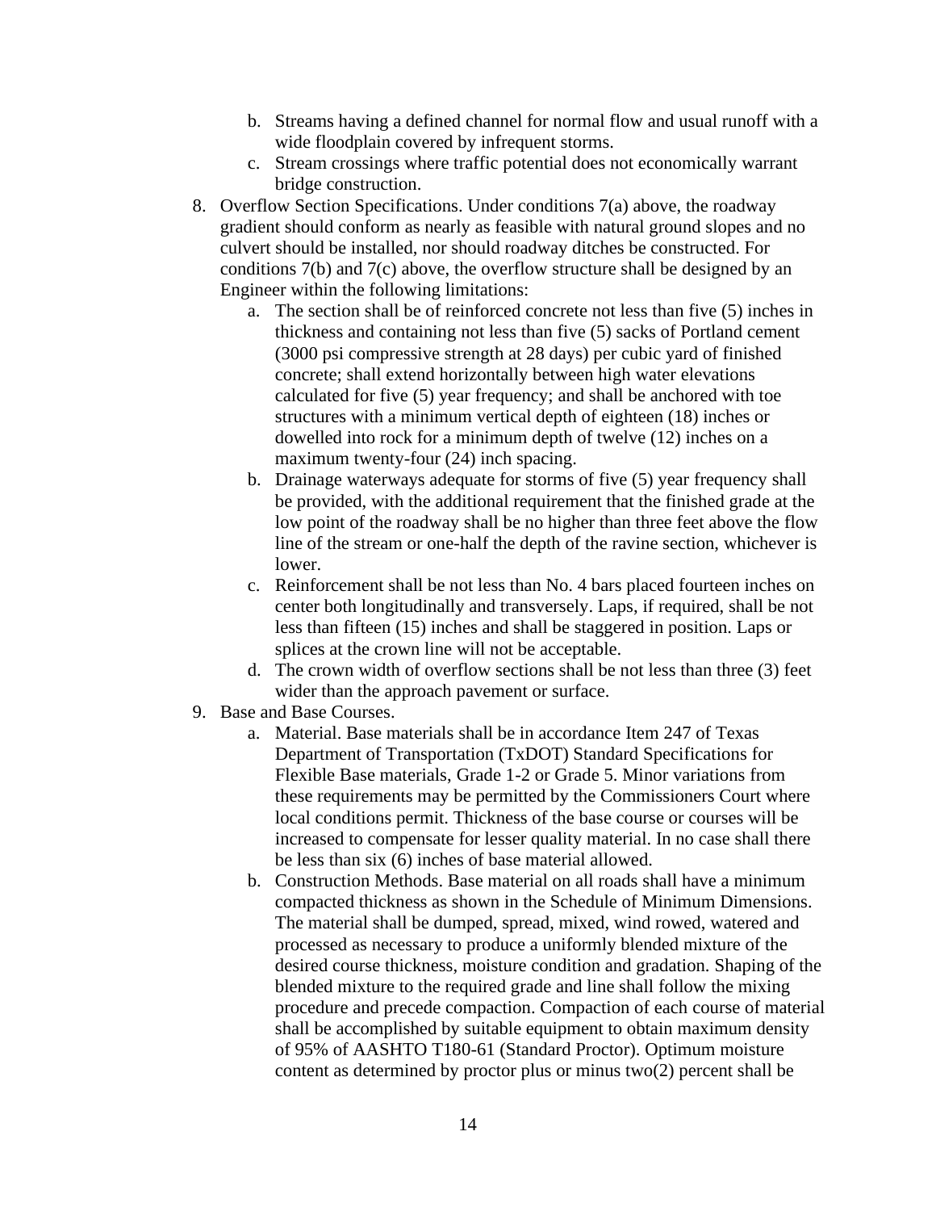b. Streams having a defined channel for normal flow and usual runoff with a wide floodplain covered by infrequent storms.
   c. Stream crossings where traffic potential does not economically warrant bridge construction.

8. Overflow Section Specifications. Under conditions 7(a) above, the roadway gradient should conform as nearly as feasible with natural ground slopes and no culvert should be installed, nor should roadway ditches be constructed. For conditions 7(b) and 7(c) above, the overflow structure shall be designed by an Engineer within the following limitations:
   a. The section shall be of reinforced concrete not less than five (5) inches in thickness and containing not less than five (5) sacks of Portland cement (3000 psi compressive strength at 28 days) per cubic yard of finished concrete; shall extend horizontally between high water elevations calculated for five (5) year frequency; and shall be anchored with toe structures with a minimum vertical depth of eighteen (18) inches or dowelled into rock for a minimum depth of twelve (12) inches on a maximum twenty-four (24) inch spacing.
   b. Drainage waterways adequate for storms of five (5) year frequency shall be provided, with the additional requirement that the finished grade at the low point of the roadway shall be no higher than three feet above the flow line of the stream or one-half the depth of the ravine section, whichever is lower.
   c. Reinforcement shall be not less than No. 4 bars placed fourteen inches on center both longitudinally and transversely. Laps, if required, shall be not less than fifteen (15) inches and shall be staggered in position. Laps or splices at the crown line will not be acceptable.
   d. The crown width of overflow sections shall be not less than three (3) feet wider than the approach pavement or surface.

9. Base and Base Courses.
   a. Material. Base materials shall be in accordance Item 247 of Texas Department of Transportation (TxDOT) Standard Specifications for Flexible Base materials, Grade 1-2 or Grade 5. Minor variations from these requirements may be permitted by the Commissioners Court where local conditions permit. Thickness of the base course or courses will be increased to compensate for lesser quality material. In no case shall there be less than six (6) inches of base material allowed.
   b. Construction Methods. Base material on all roads shall have a minimum compacted thickness as shown in the Schedule of Minimum Dimensions. The material shall be dumped, spread, mixed, wind rowed, watered and processed as necessary to produce a uniformly blended mixture of the desired course thickness, moisture condition and gradation. Shaping of the blended mixture to the required grade and line shall follow the mixing procedure and precede compaction. Compaction of each course of material shall be accomplished by suitable equipment to obtain maximum density of 95% of AASHTO T180-61 (Standard Proctor). Optimum moisture content as determined by proctor plus or minus two(2) percent shall be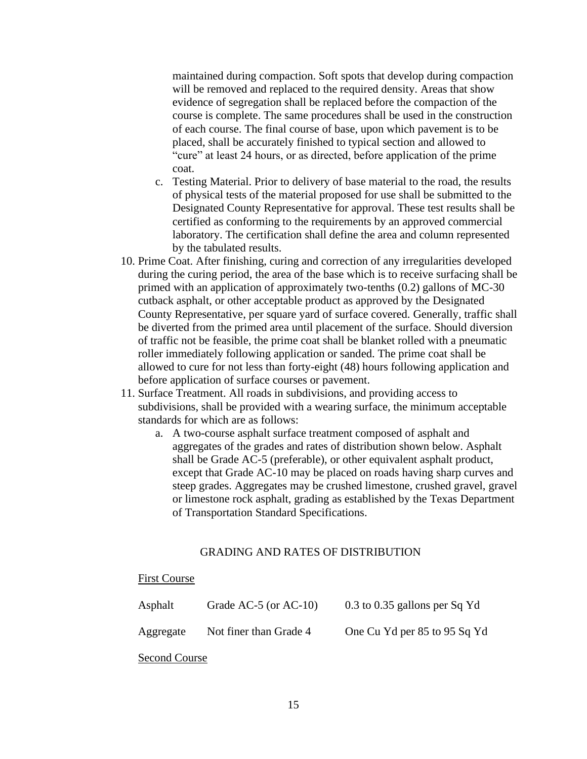maintained during compaction. Soft spots that develop during compaction will be removed and replaced to the required density. Areas that show evidence of segregation shall be replaced before the compaction of the course is complete. The same procedures shall be used in the construction of each course. The final course of base, upon which pavement is to be placed, shall be accurately finished to typical section and allowed to "cure" at least 24 hours, or as directed, before application of the prime coat.

   c. Testing Material. Prior to delivery of base material to the road, the results of physical tests of the material proposed for use shall be submitted to the Designated County Representative for approval. These test results shall be certified as conforming to the requirements by an approved commercial laboratory. The certification shall define the area and column represented by the tabulated results.

10. Prime Coat. After finishing, curing and correction of any irregularities developed during the curing period, the area of the base which is to receive surfacing shall be primed with an application of approximately two-tenths (0.2) gallons of MC-30 cutback asphalt, or other acceptable product as approved by the Designated County Representative, per square yard of surface covered. Generally, traffic shall be diverted from the primed area until placement of the surface. Should diversion of traffic not be feasible, the prime coat shall be blanket rolled with a pneumatic roller immediately following application or sanded. The prime coat shall be allowed to cure for not less than forty-eight (48) hours following application and before application of surface courses or pavement.

11. Surface Treatment. All roads in subdivisions, and providing access to subdivisions, shall be provided with a wearing surface, the minimum acceptable standards for which are as follows:

    a. A two-course asphalt surface treatment composed of asphalt and aggregates of the grades and rates of distribution shown below. Asphalt shall be Grade AC-5 (preferable), or other equivalent asphalt product, except that Grade AC-10 may be placed on roads having sharp curves and steep grades. Aggregates may be crushed limestone, crushed gravel, gravel or limestone rock asphalt, grading as established by the Texas Department of Transportation Standard Specifications.

GRADING AND RATES OF DISTRIBUTION

First Course

| | | |
|---|---|---|
| Asphalt | Grade AC-5 (or AC-10) | 0.3 to 0.35 gallons per Sq Yd |
| Aggregate | Not finer than Grade 4 | One Cu Yd per 85 to 95 Sq Yd |

Second Course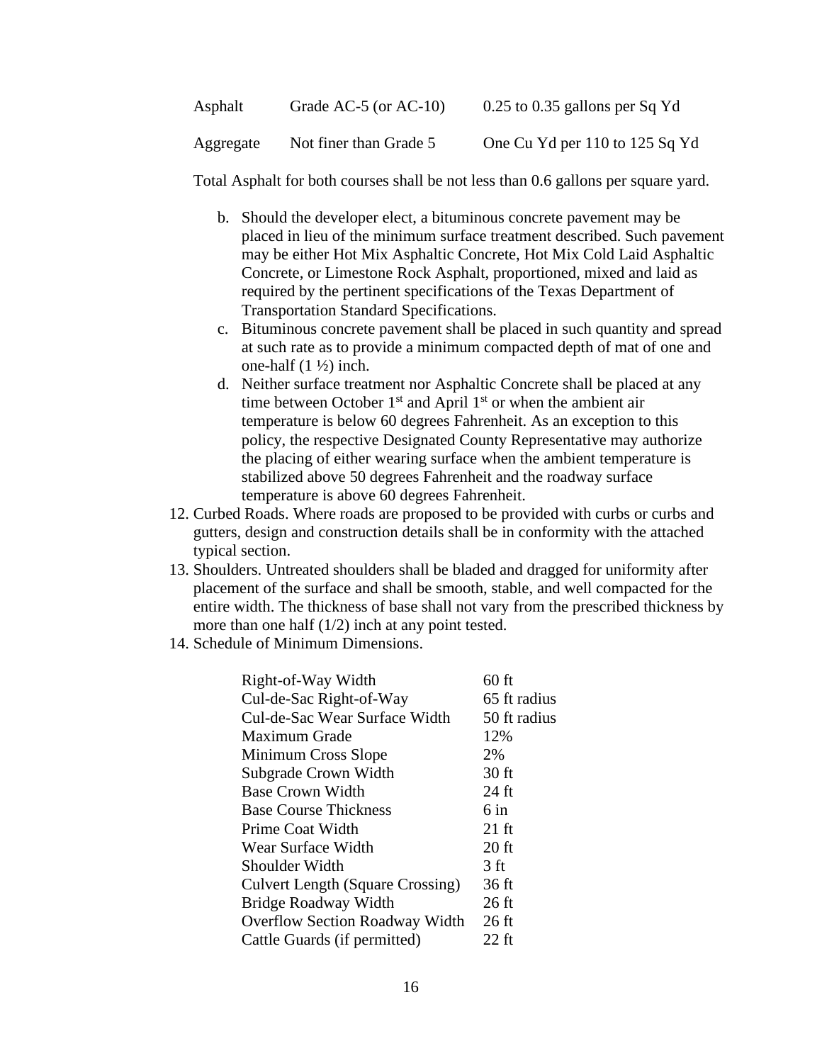| | | |
|---|---|---|
| Asphalt | Grade AC-5 (or AC-10) | 0.25 to 0.35 gallons per Sq Yd |
| Aggregate | Not finer than Grade 5 | One Cu Yd per 110 to 125 Sq Yd |

Total Asphalt for both courses shall be not less than 0.6 gallons per square yard.

b. Should the developer elect, a bituminous concrete pavement may be placed in lieu of the minimum surface treatment described. Such pavement may be either Hot Mix Asphaltic Concrete, Hot Mix Cold Laid Asphaltic Concrete, or Limestone Rock Asphalt, proportioned, mixed and laid as required by the pertinent specifications of the Texas Department of Transportation Standard Specifications.
c. Bituminous concrete pavement shall be placed in such quantity and spread at such rate as to provide a minimum compacted depth of mat of one and one-half (1 ½) inch.
d. Neither surface treatment nor Asphaltic Concrete shall be placed at any time between October 1st and April 1st or when the ambient air temperature is below 60 degrees Fahrenheit. As an exception to this policy, the respective Designated County Representative may authorize the placing of either wearing surface when the ambient temperature is stabilized above 50 degrees Fahrenheit and the roadway surface temperature is above 60 degrees Fahrenheit.

12. Curbed Roads. Where roads are proposed to be provided with curbs or curbs and gutters, design and construction details shall be in conformity with the attached typical section.
13. Shoulders. Untreated shoulders shall be bladed and dragged for uniformity after placement of the surface and shall be smooth, stable, and well compacted for the entire width. The thickness of base shall not vary from the prescribed thickness by more than one half (1/2) inch at any point tested.
14. Schedule of Minimum Dimensions.

| | |
|---|---|
| Right-of-Way Width | 60 ft |
| Cul-de-Sac Right-of-Way | 65 ft radius |
| Cul-de-Sac Wear Surface Width | 50 ft radius |
| Maximum Grade | 12% |
| Minimum Cross Slope | 2% |
| Subgrade Crown Width | 30 ft |
| Base Crown Width | 24 ft |
| Base Course Thickness | 6 in |
| Prime Coat Width | 21 ft |
| Wear Surface Width | 20 ft |
| Shoulder Width | 3 ft |
| Culvert Length (Square Crossing) | 36 ft |
| Bridge Roadway Width | 26 ft |
| Overflow Section Roadway Width | 26 ft |
| Cattle Guards (if permitted) | 22 ft |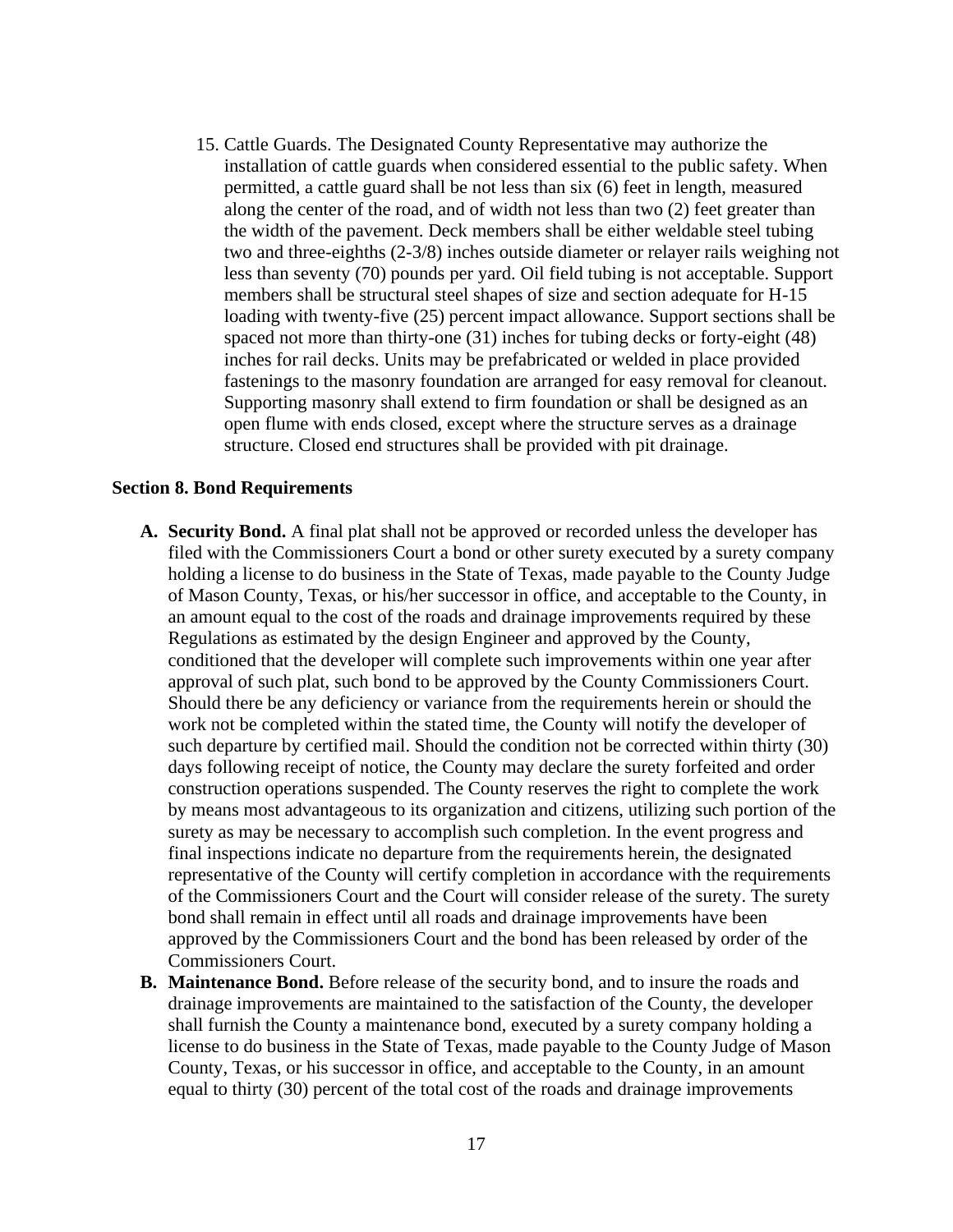15. Cattle Guards. The Designated County Representative may authorize the installation of cattle guards when considered essential to the public safety. When permitted, a cattle guard shall be not less than six (6) feet in length, measured along the center of the road, and of width not less than two (2) feet greater than the width of the pavement. Deck members shall be either weldable steel tubing two and three-eighths (2-3/8) inches outside diameter or relayer rails weighing not less than seventy (70) pounds per yard. Oil field tubing is not acceptable. Support members shall be structural steel shapes of size and section adequate for H-15 loading with twenty-five (25) percent impact allowance. Support sections shall be spaced not more than thirty-one (31) inches for tubing decks or forty-eight (48) inches for rail decks. Units may be prefabricated or welded in place provided fastenings to the masonry foundation are arranged for easy removal for cleanout. Supporting masonry shall extend to firm foundation or shall be designed as an open flume with ends closed, except where the structure serves as a drainage structure. Closed end structures shall be provided with pit drainage.

**Section 8. Bond Requirements**

**A. Security Bond.** A final plat shall not be approved or recorded unless the developer has filed with the Commissioners Court a bond or other surety executed by a surety company holding a license to do business in the State of Texas, made payable to the County Judge of Mason County, Texas, or his/her successor in office, and acceptable to the County, in an amount equal to the cost of the roads and drainage improvements required by these Regulations as estimated by the design Engineer and approved by the County, conditioned that the developer will complete such improvements within one year after approval of such plat, such bond to be approved by the County Commissioners Court. Should there be any deficiency or variance from the requirements herein or should the work not be completed within the stated time, the County will notify the developer of such departure by certified mail. Should the condition not be corrected within thirty (30) days following receipt of notice, the County may declare the surety forfeited and order construction operations suspended. The County reserves the right to complete the work by means most advantageous to its organization and citizens, utilizing such portion of the surety as may be necessary to accomplish such completion. In the event progress and final inspections indicate no departure from the requirements herein, the designated representative of the County will certify completion in accordance with the requirements of the Commissioners Court and the Court will consider release of the surety. The surety bond shall remain in effect until all roads and drainage improvements have been approved by the Commissioners Court and the bond has been released by order of the Commissioners Court.

**B. Maintenance Bond.** Before release of the security bond, and to insure the roads and drainage improvements are maintained to the satisfaction of the County, the developer shall furnish the County a maintenance bond, executed by a surety company holding a license to do business in the State of Texas, made payable to the County Judge of Mason County, Texas, or his successor in office, and acceptable to the County, in an amount equal to thirty (30) percent of the total cost of the roads and drainage improvements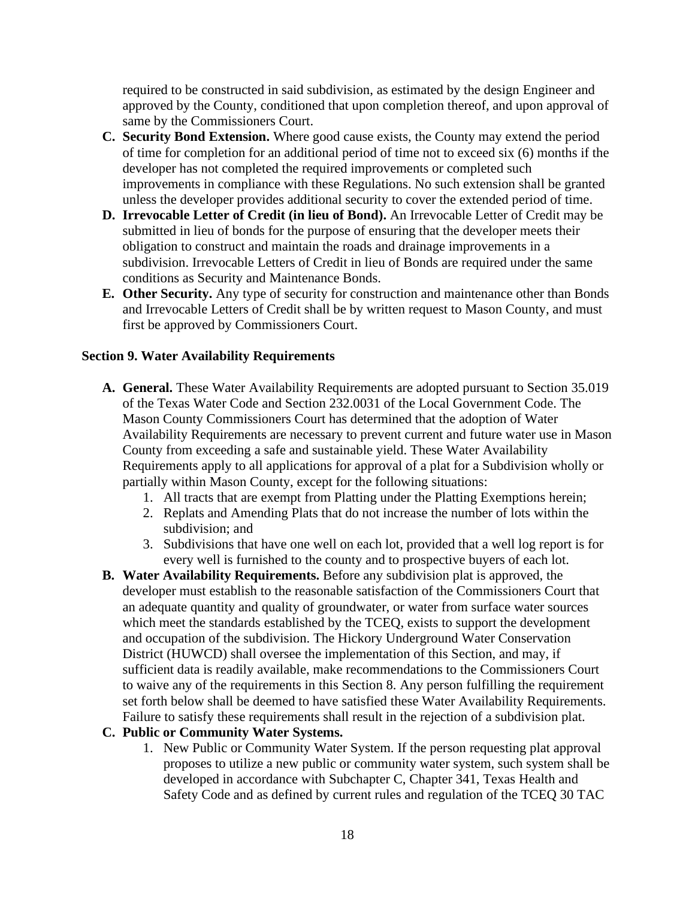required to be constructed in said subdivision, as estimated by the design Engineer and approved by the County, conditioned that upon completion thereof, and upon approval of same by the Commissioners Court.

**C. Security Bond Extension.** Where good cause exists, the County may extend the period of time for completion for an additional period of time not to exceed six (6) months if the developer has not completed the required improvements or completed such improvements in compliance with these Regulations. No such extension shall be granted unless the developer provides additional security to cover the extended period of time.

**D. Irrevocable Letter of Credit (in lieu of Bond).** An Irrevocable Letter of Credit may be submitted in lieu of bonds for the purpose of ensuring that the developer meets their obligation to construct and maintain the roads and drainage improvements in a subdivision. Irrevocable Letters of Credit in lieu of Bonds are required under the same conditions as Security and Maintenance Bonds.

**E. Other Security.** Any type of security for construction and maintenance other than Bonds and Irrevocable Letters of Credit shall be by written request to Mason County, and must first be approved by Commissioners Court.

## Section 9. Water Availability Requirements

**A. General.** These Water Availability Requirements are adopted pursuant to Section 35.019 of the Texas Water Code and Section 232.0031 of the Local Government Code. The Mason County Commissioners Court has determined that the adoption of Water Availability Requirements are necessary to prevent current and future water use in Mason County from exceeding a safe and sustainable yield. These Water Availability Requirements apply to all applications for approval of a plat for a Subdivision wholly or partially within Mason County, except for the following situations:

1. All tracts that are exempt from Platting under the Platting Exemptions herein;
2. Replats and Amending Plats that do not increase the number of lots within the subdivision; and
3. Subdivisions that have one well on each lot, provided that a well log report is for every well is furnished to the county and to prospective buyers of each lot.

**B. Water Availability Requirements.** Before any subdivision plat is approved, the developer must establish to the reasonable satisfaction of the Commissioners Court that an adequate quantity and quality of groundwater, or water from surface water sources which meet the standards established by the TCEQ, exists to support the development and occupation of the subdivision. The Hickory Underground Water Conservation District (HUWCD) shall oversee the implementation of this Section, and may, if sufficient data is readily available, make recommendations to the Commissioners Court to waive any of the requirements in this Section 8. Any person fulfilling the requirement set forth below shall be deemed to have satisfied these Water Availability Requirements. Failure to satisfy these requirements shall result in the rejection of a subdivision plat.

**C. Public or Community Water Systems.**

1. New Public or Community Water System. If the person requesting plat approval proposes to utilize a new public or community water system, such system shall be developed in accordance with Subchapter C, Chapter 341, Texas Health and Safety Code and as defined by current rules and regulation of the TCEQ 30 TAC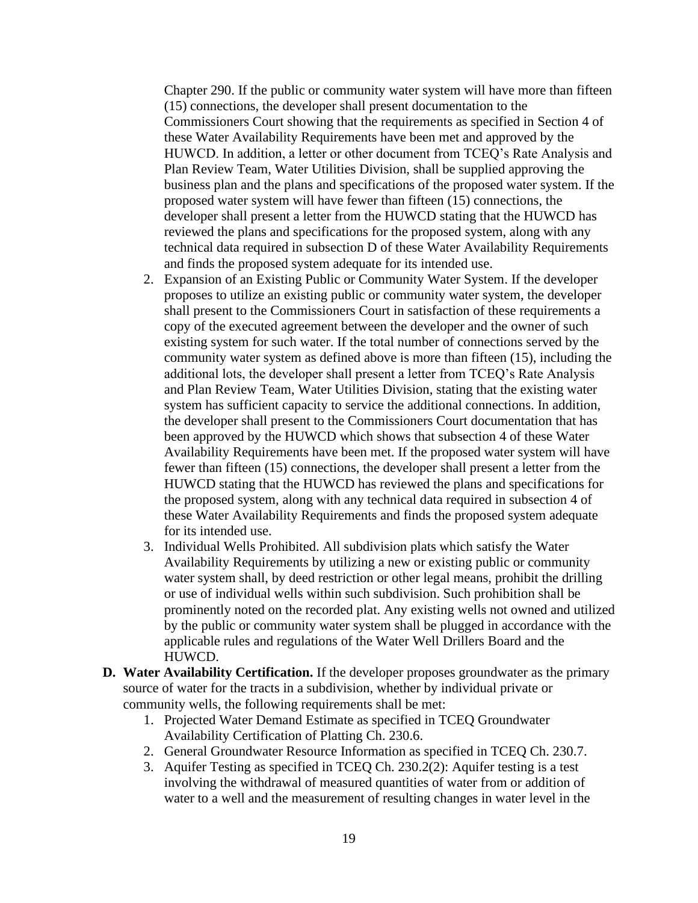Chapter 290. If the public or community water system will have more than fifteen (15) connections, the developer shall present documentation to the Commissioners Court showing that the requirements as specified in Section 4 of these Water Availability Requirements have been met and approved by the HUWCD. In addition, a letter or other document from TCEQ's Rate Analysis and Plan Review Team, Water Utilities Division, shall be supplied approving the business plan and the plans and specifications of the proposed water system. If the proposed water system will have fewer than fifteen (15) connections, the developer shall present a letter from the HUWCD stating that the HUWCD has reviewed the plans and specifications for the proposed system, along with any technical data required in subsection D of these Water Availability Requirements and finds the proposed system adequate for its intended use.

2. Expansion of an Existing Public or Community Water System. If the developer proposes to utilize an existing public or community water system, the developer shall present to the Commissioners Court in satisfaction of these requirements a copy of the executed agreement between the developer and the owner of such existing system for such water. If the total number of connections served by the community water system as defined above is more than fifteen (15), including the additional lots, the developer shall present a letter from TCEQ's Rate Analysis and Plan Review Team, Water Utilities Division, stating that the existing water system has sufficient capacity to service the additional connections. In addition, the developer shall present to the Commissioners Court documentation that has been approved by the HUWCD which shows that subsection 4 of these Water Availability Requirements have been met. If the proposed water system will have fewer than fifteen (15) connections, the developer shall present a letter from the HUWCD stating that the HUWCD has reviewed the plans and specifications for the proposed system, along with any technical data required in subsection 4 of these Water Availability Requirements and finds the proposed system adequate for its intended use.
3. Individual Wells Prohibited. All subdivision plats which satisfy the Water Availability Requirements by utilizing a new or existing public or community water system shall, by deed restriction or other legal means, prohibit the drilling or use of individual wells within such subdivision. Such prohibition shall be prominently noted on the recorded plat. Any existing wells not owned and utilized by the public or community water system shall be plugged in accordance with the applicable rules and regulations of the Water Well Drillers Board and the HUWCD.

**D. Water Availability Certification.** If the developer proposes groundwater as the primary source of water for the tracts in a subdivision, whether by individual private or community wells, the following requirements shall be met:

1. Projected Water Demand Estimate as specified in TCEQ Groundwater Availability Certification of Platting Ch. 230.6.
2. General Groundwater Resource Information as specified in TCEQ Ch. 230.7.
3. Aquifer Testing as specified in TCEQ Ch. 230.2(2): Aquifer testing is a test involving the withdrawal of measured quantities of water from or addition of water to a well and the measurement of resulting changes in water level in the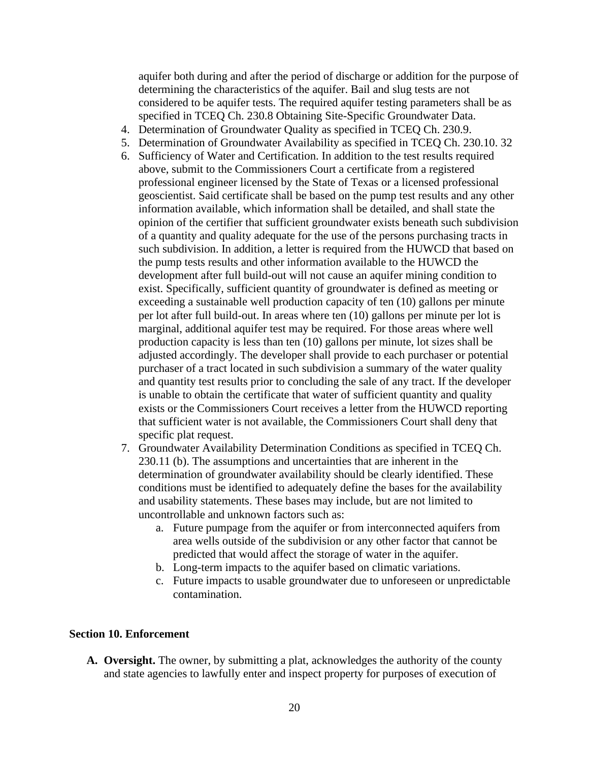aquifer both during and after the period of discharge or addition for the purpose of determining the characteristics of the aquifer. Bail and slug tests are not considered to be aquifer tests. The required aquifer testing parameters shall be as specified in TCEQ Ch. 230.8 Obtaining Site-Specific Groundwater Data.

4. Determination of Groundwater Quality as specified in TCEQ Ch. 230.9.
5. Determination of Groundwater Availability as specified in TCEQ Ch. 230.10. 32
6. Sufficiency of Water and Certification. In addition to the test results required above, submit to the Commissioners Court a certificate from a registered professional engineer licensed by the State of Texas or a licensed professional geoscientist. Said certificate shall be based on the pump test results and any other information available, which information shall be detailed, and shall state the opinion of the certifier that sufficient groundwater exists beneath such subdivision of a quantity and quality adequate for the use of the persons purchasing tracts in such subdivision. In addition, a letter is required from the HUWCD that based on the pump tests results and other information available to the HUWCD the development after full build-out will not cause an aquifer mining condition to exist. Specifically, sufficient quantity of groundwater is defined as meeting or exceeding a sustainable well production capacity of ten (10) gallons per minute per lot after full build-out. In areas where ten (10) gallons per minute per lot is marginal, additional aquifer test may be required. For those areas where well production capacity is less than ten (10) gallons per minute, lot sizes shall be adjusted accordingly. The developer shall provide to each purchaser or potential purchaser of a tract located in such subdivision a summary of the water quality and quantity test results prior to concluding the sale of any tract. If the developer is unable to obtain the certificate that water of sufficient quantity and quality exists or the Commissioners Court receives a letter from the HUWCD reporting that sufficient water is not available, the Commissioners Court shall deny that specific plat request.
7. Groundwater Availability Determination Conditions as specified in TCEQ Ch. 230.11 (b). The assumptions and uncertainties that are inherent in the determination of groundwater availability should be clearly identified. These conditions must be identified to adequately define the bases for the availability and usability statements. These bases may include, but are not limited to uncontrollable and unknown factors such as:
    a. Future pumpage from the aquifer or from interconnected aquifers from area wells outside of the subdivision or any other factor that cannot be predicted that would affect the storage of water in the aquifer.
    b. Long-term impacts to the aquifer based on climatic variations.
    c. Future impacts to usable groundwater due to unforeseen or unpredictable contamination.

## Section 10. Enforcement

**A. Oversight.** The owner, by submitting a plat, acknowledges the authority of the county and state agencies to lawfully enter and inspect property for purposes of execution of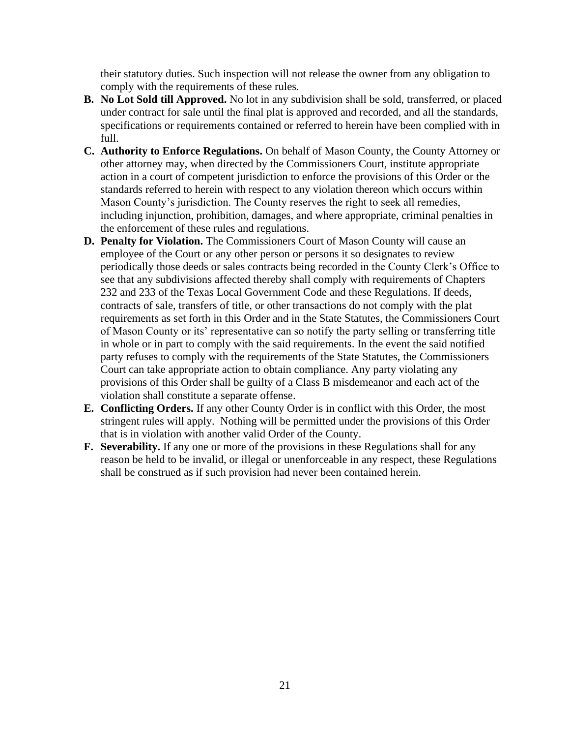their statutory duties. Such inspection will not release the owner from any obligation to comply with the requirements of these rules.

- **B. No Lot Sold till Approved.** No lot in any subdivision shall be sold, transferred, or placed under contract for sale until the final plat is approved and recorded, and all the standards, specifications or requirements contained or referred to herein have been complied with in full.
- **C. Authority to Enforce Regulations.** On behalf of Mason County, the County Attorney or other attorney may, when directed by the Commissioners Court, institute appropriate action in a court of competent jurisdiction to enforce the provisions of this Order or the standards referred to herein with respect to any violation thereon which occurs within Mason County's jurisdiction. The County reserves the right to seek all remedies, including injunction, prohibition, damages, and where appropriate, criminal penalties in the enforcement of these rules and regulations.
- **D. Penalty for Violation.** The Commissioners Court of Mason County will cause an employee of the Court or any other person or persons it so designates to review periodically those deeds or sales contracts being recorded in the County Clerk's Office to see that any subdivisions affected thereby shall comply with requirements of Chapters 232 and 233 of the Texas Local Government Code and these Regulations. If deeds, contracts of sale, transfers of title, or other transactions do not comply with the plat requirements as set forth in this Order and in the State Statutes, the Commissioners Court of Mason County or its' representative can so notify the party selling or transferring title in whole or in part to comply with the said requirements. In the event the said notified party refuses to comply with the requirements of the State Statutes, the Commissioners Court can take appropriate action to obtain compliance. Any party violating any provisions of this Order shall be guilty of a Class B misdemeanor and each act of the violation shall constitute a separate offense.
- **E. Conflicting Orders.** If any other County Order is in conflict with this Order, the most stringent rules will apply. Nothing will be permitted under the provisions of this Order that is in violation with another valid Order of the County.
- **F. Severability.** If any one or more of the provisions in these Regulations shall for any reason be held to be invalid, or illegal or unenforceable in any respect, these Regulations shall be construed as if such provision had never been contained herein.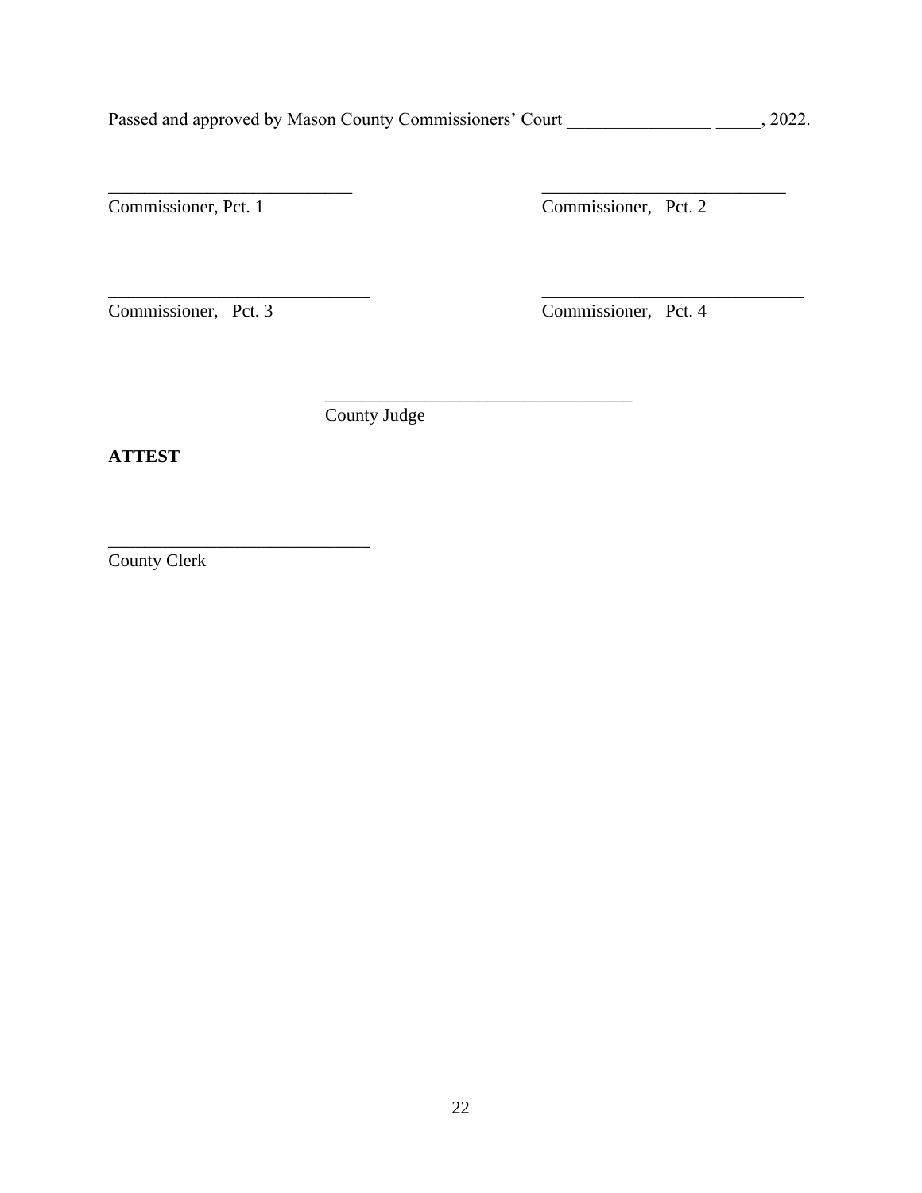Passed and approved by Mason County Commissioners' Court ________________ _____, 2022.

____________________________ Commissioner, Pct. 1

____________________________ Commissioner, Pct. 2

______________________________ Commissioner, Pct. 3

______________________________ Commissioner, Pct. 4

___________________________________ County Judge

**ATTEST**

______________________________ County Clerk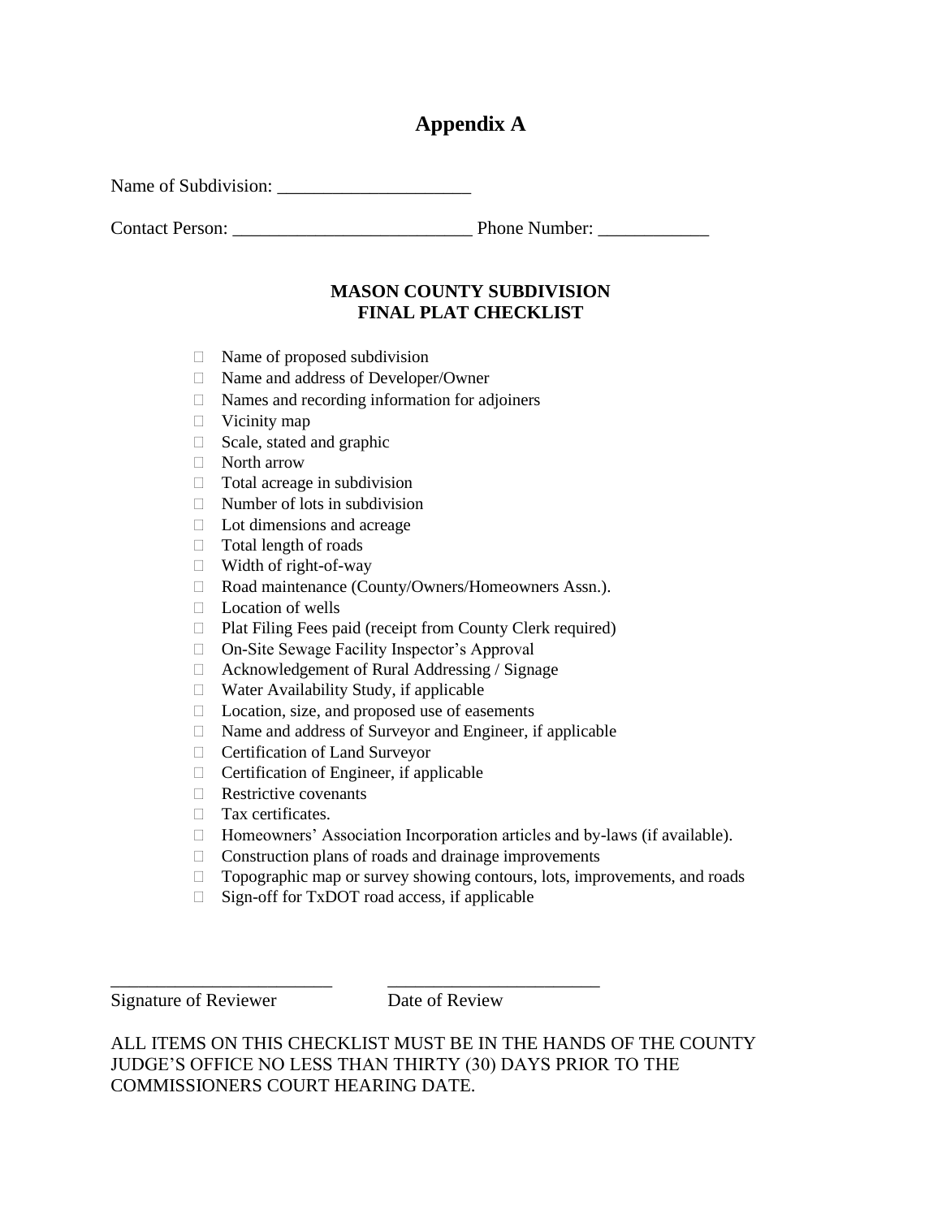# Appendix A

Name of Subdivision: _____________________

Contact Person: __________________________ Phone Number: ____________

## MASON COUNTY SUBDIVISION
## FINAL PLAT CHECKLIST

- [ ] Name of proposed subdivision
- [ ] Name and address of Developer/Owner
- [ ] Names and recording information for adjoiners
- [ ] Vicinity map
- [ ] Scale, stated and graphic
- [ ] North arrow
- [ ] Total acreage in subdivision
- [ ] Number of lots in subdivision
- [ ] Lot dimensions and acreage
- [ ] Total length of roads
- [ ] Width of right-of-way
- [ ] Road maintenance (County/Owners/Homeowners Assn.).
- [ ] Location of wells
- [ ] Plat Filing Fees paid (receipt from County Clerk required)
- [ ] On-Site Sewage Facility Inspector's Approval
- [ ] Acknowledgement of Rural Addressing / Signage
- [ ] Water Availability Study, if applicable
- [ ] Location, size, and proposed use of easements
- [ ] Name and address of Surveyor and Engineer, if applicable
- [ ] Certification of Land Surveyor
- [ ] Certification of Engineer, if applicable
- [ ] Restrictive covenants
- [ ] Tax certificates.
- [ ] Homeowners' Association Incorporation articles and by-laws (if available).
- [ ] Construction plans of roads and drainage improvements
- [ ] Topographic map or survey showing contours, lots, improvements, and roads
- [ ] Sign-off for TxDOT road access, if applicable

________________________ ________________________
Signature of Reviewer Date of Review

ALL ITEMS ON THIS CHECKLIST MUST BE IN THE HANDS OF THE COUNTY JUDGE'S OFFICE NO LESS THAN THIRTY (30) DAYS PRIOR TO THE COMMISSIONERS COURT HEARING DATE.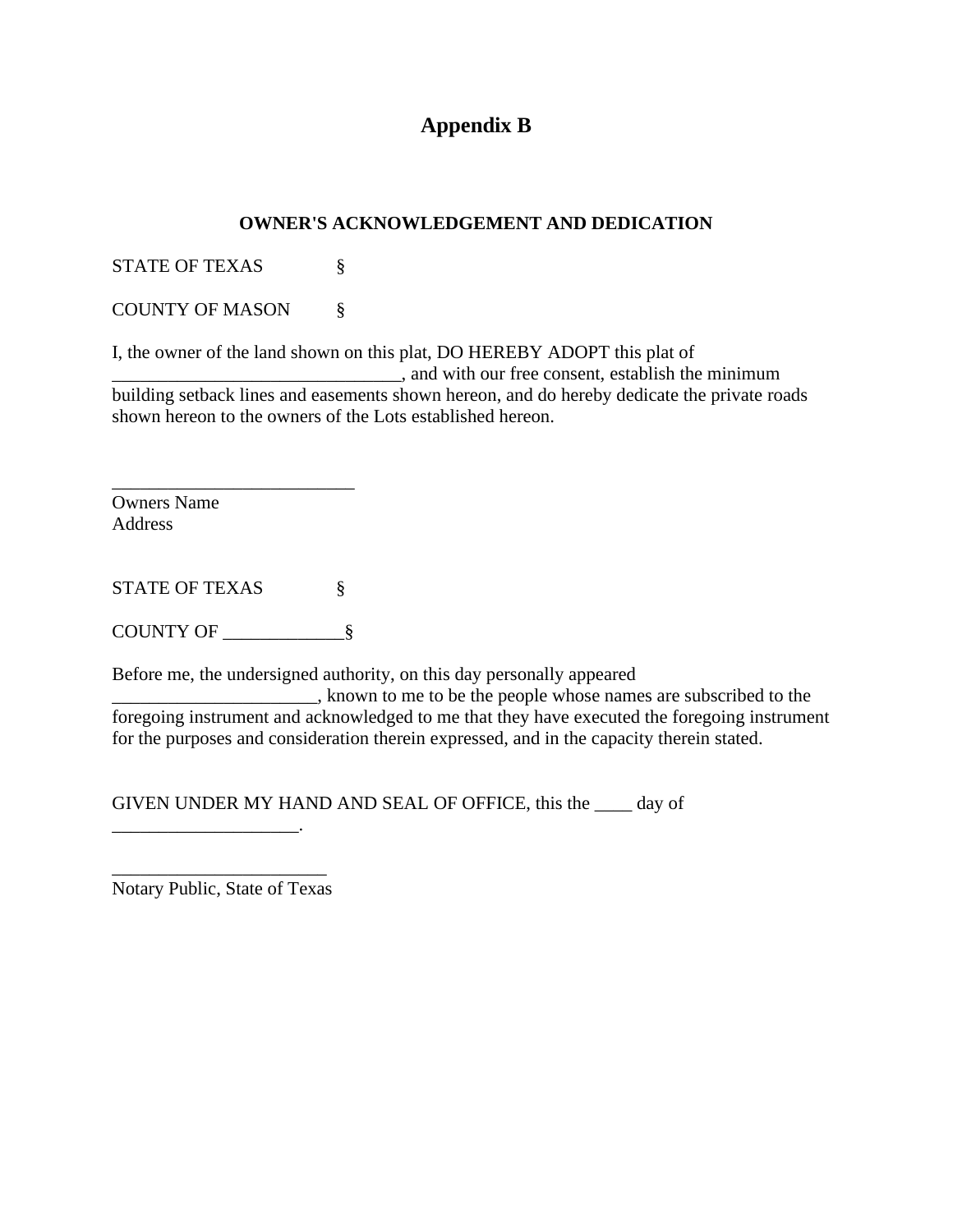# Appendix B

## OWNER'S ACKNOWLEDGEMENT AND DEDICATION

STATE OF TEXAS §

COUNTY OF MASON §

I, the owner of the land shown on this plat, DO HEREBY ADOPT this plat of _______________________________, and with our free consent, establish the minimum building setback lines and easements shown hereon, and do hereby dedicate the private roads shown hereon to the owners of the Lots established hereon.

__________________________
Owners Name
Address

STATE OF TEXAS §

COUNTY OF _____________§

Before me, the undersigned authority, on this day personally appeared ______________________, known to me to be the people whose names are subscribed to the foregoing instrument and acknowledged to me that they have executed the foregoing instrument for the purposes and consideration therein expressed, and in the capacity therein stated.

GIVEN UNDER MY HAND AND SEAL OF OFFICE, this the ____ day of ____________________.

_______________________
Notary Public, State of Texas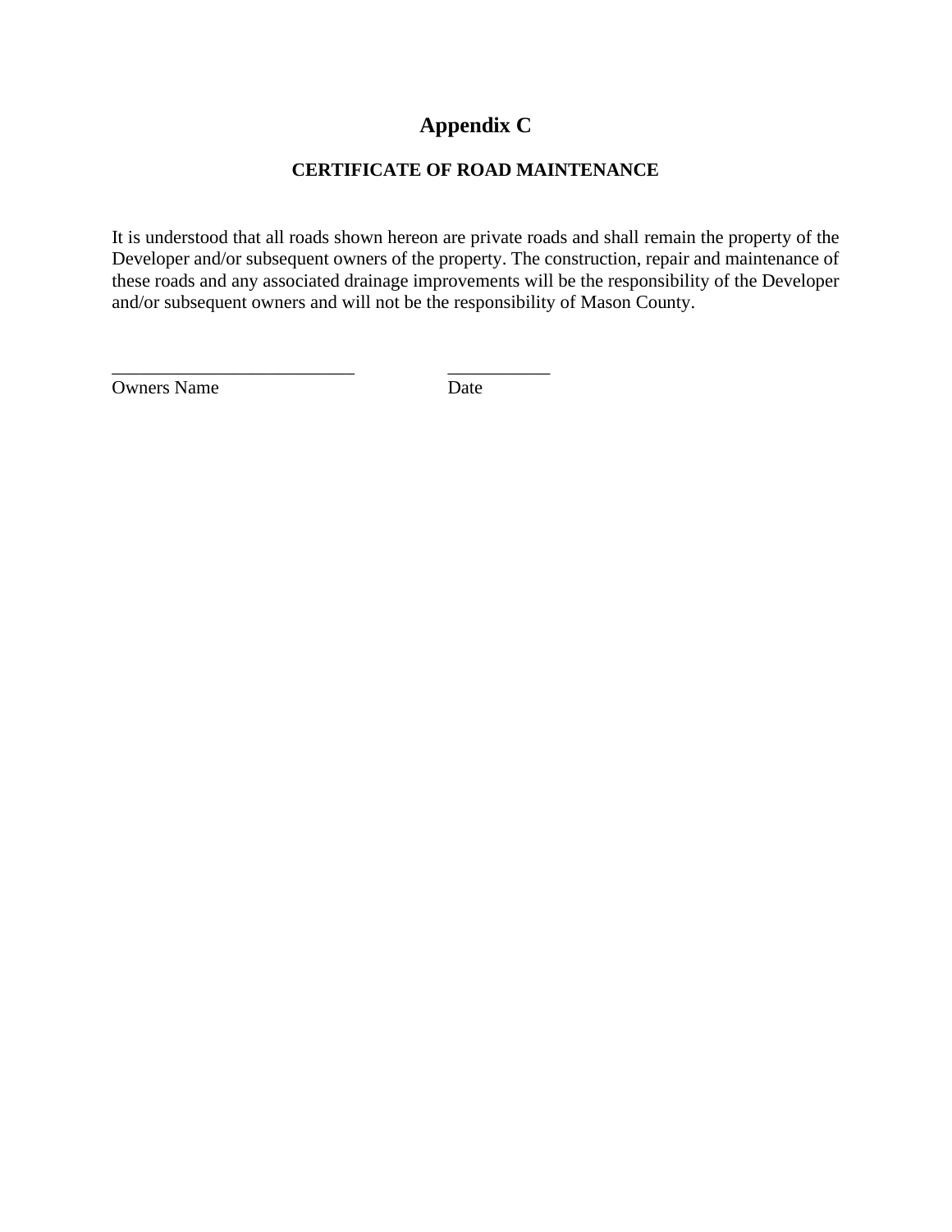# Appendix C

## CERTIFICATE OF ROAD MAINTENANCE

It is understood that all roads shown hereon are private roads and shall remain the property of the Developer and/or subsequent owners of the property. The construction, repair and maintenance of these roads and any associated drainage improvements will be the responsibility of the Developer and/or subsequent owners and will not be the responsibility of Mason County.

___________________________ ___________

Owners Name Date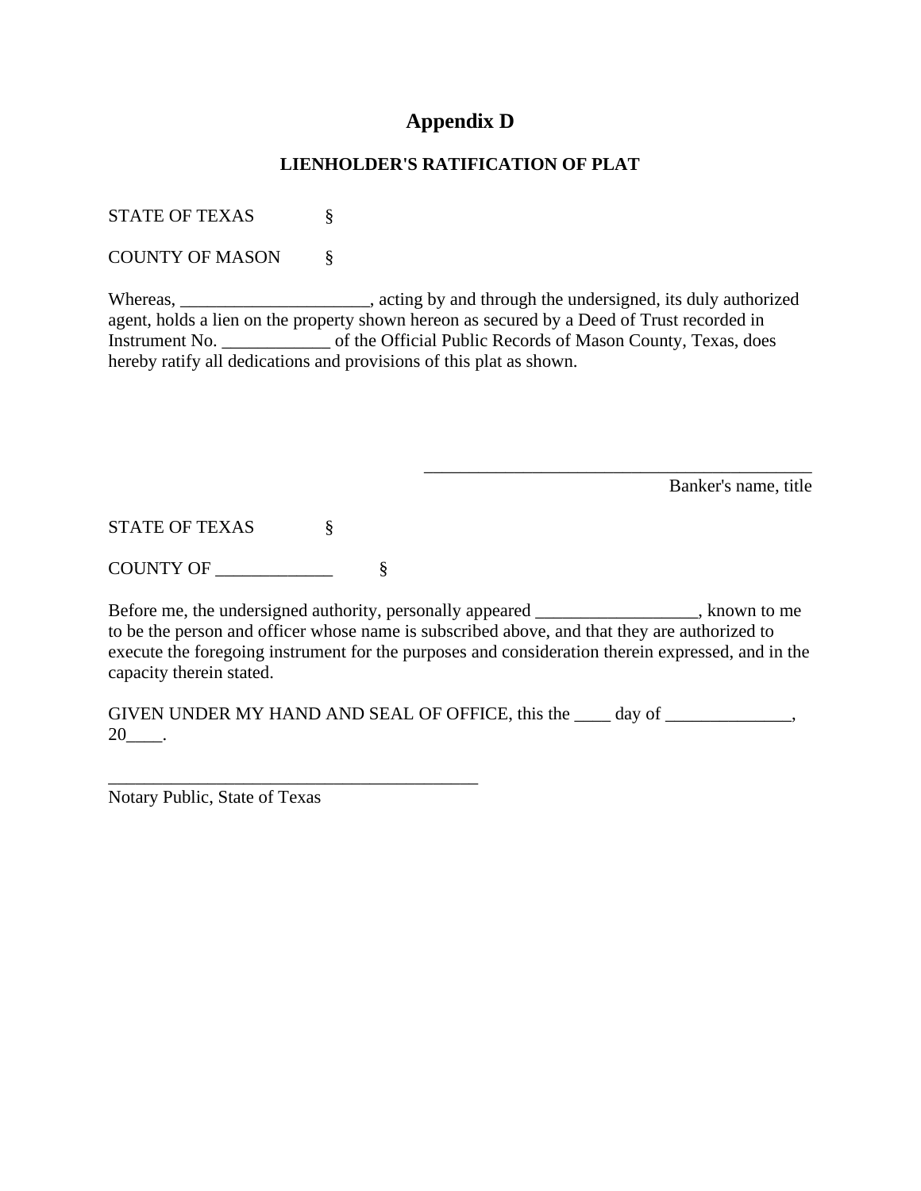# Appendix D

## LIENHOLDER'S RATIFICATION OF PLAT

STATE OF TEXAS §

COUNTY OF MASON §

Whereas, _____________________, acting by and through the undersigned, its duly authorized agent, holds a lien on the property shown hereon as secured by a Deed of Trust recorded in Instrument No. ____________ of the Official Public Records of Mason County, Texas, does hereby ratify all dedications and provisions of this plat as shown.

_____________________________________________
Banker's name, title

STATE OF TEXAS §

COUNTY OF _____________ §

Before me, the undersigned authority, personally appeared __________________, known to me to be the person and officer whose name is subscribed above, and that they are authorized to execute the foregoing instrument for the purposes and consideration therein expressed, and in the capacity therein stated.

GIVEN UNDER MY HAND AND SEAL OF OFFICE, this the ____ day of ______________, 20____.

__________________________________________
Notary Public, State of Texas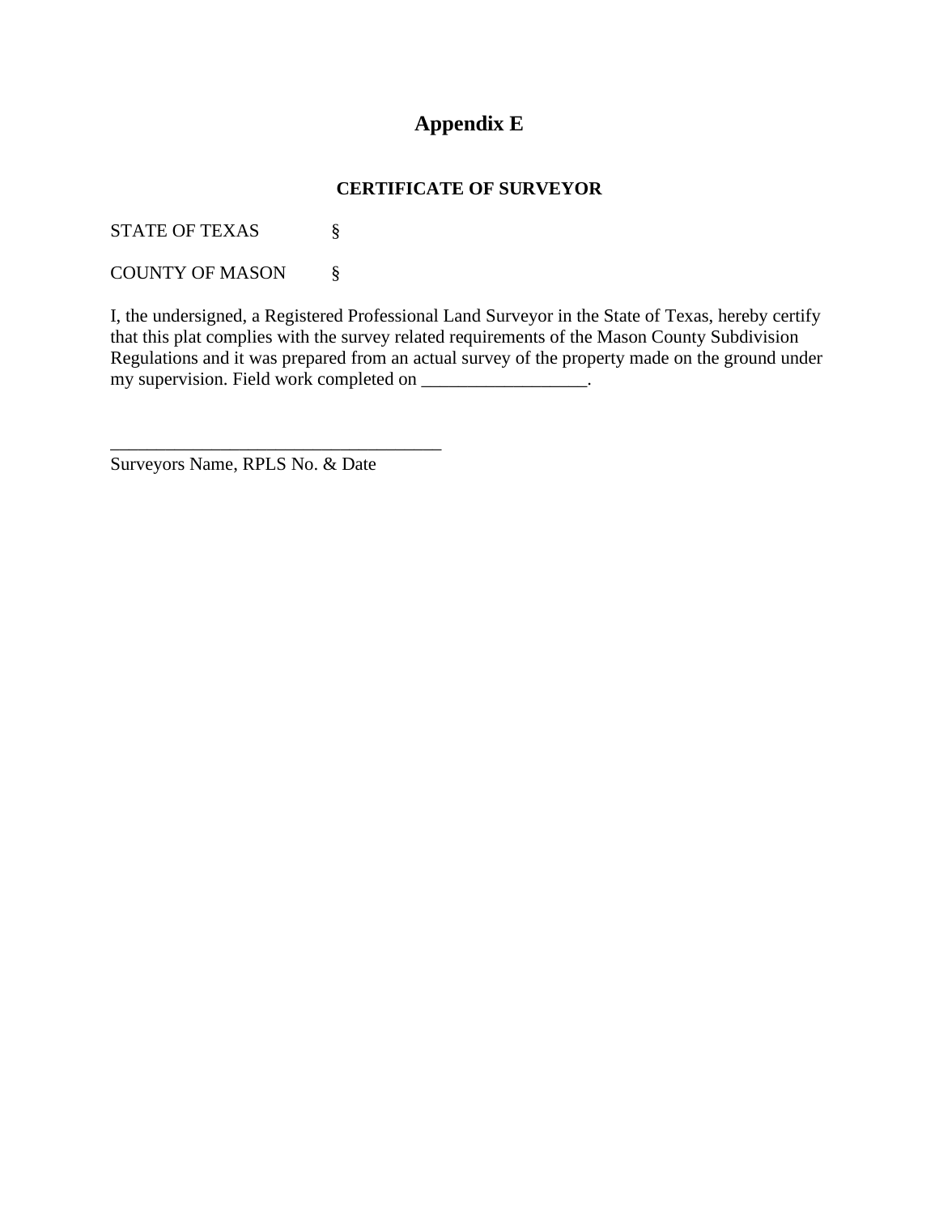# Appendix E

## CERTIFICATE OF SURVEYOR

STATE OF TEXAS §

COUNTY OF MASON §

I, the undersigned, a Registered Professional Land Surveyor in the State of Texas, hereby certify that this plat complies with the survey related requirements of the Mason County Subdivision Regulations and it was prepared from an actual survey of the property made on the ground under my supervision. Field work completed on __________________.

_____________________________________
Surveyors Name, RPLS No. & Date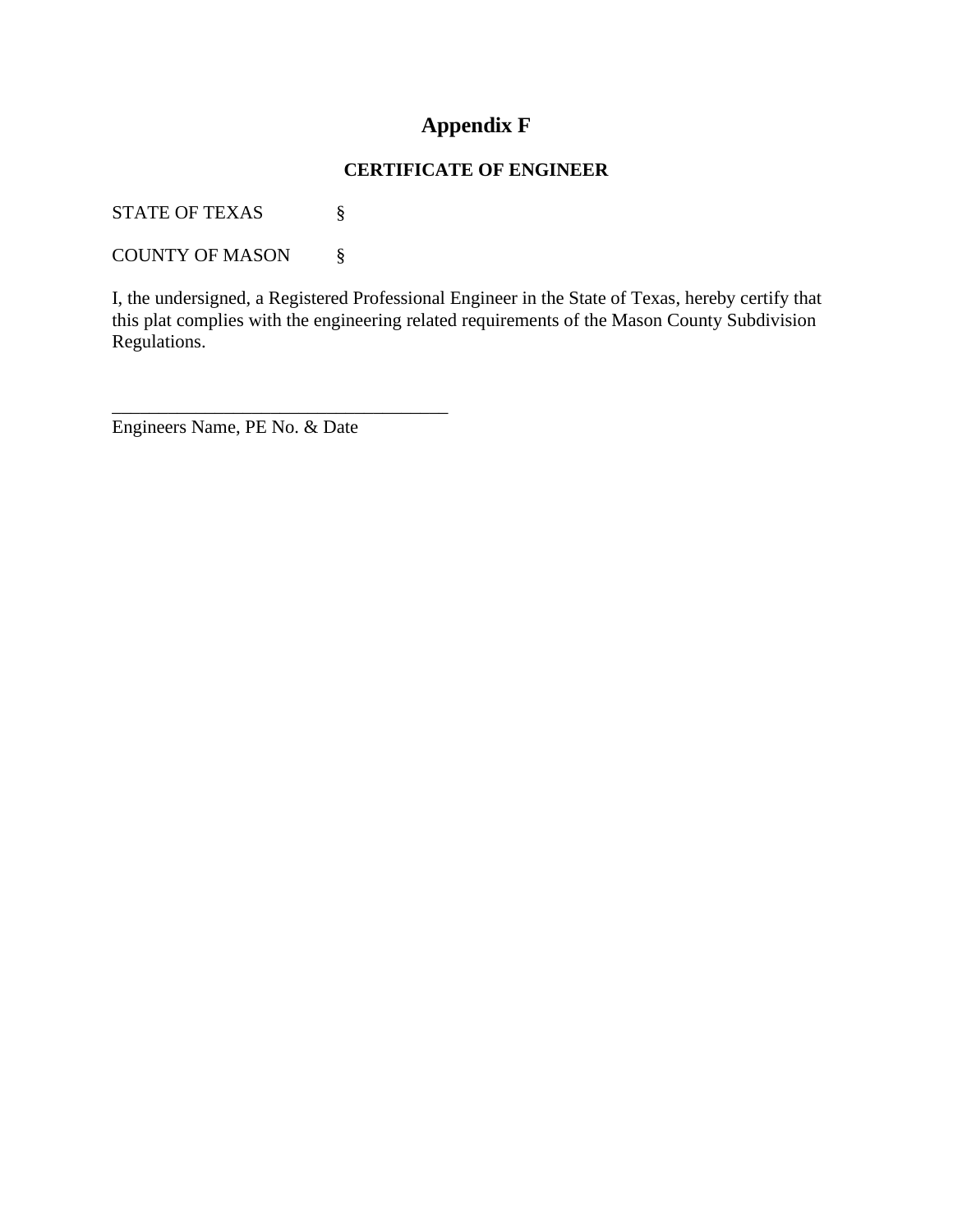# Appendix F

## CERTIFICATE OF ENGINEER

STATE OF TEXAS §

COUNTY OF MASON §

I, the undersigned, a Registered Professional Engineer in the State of Texas, hereby certify that this plat complies with the engineering related requirements of the Mason County Subdivision Regulations.

_____________________________________
Engineers Name, PE No. & Date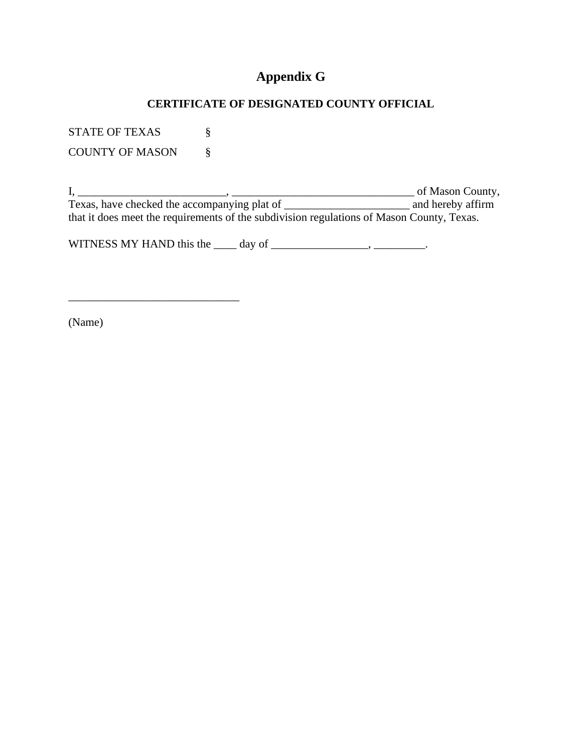# Appendix G

## CERTIFICATE OF DESIGNATED COUNTY OFFICIAL

STATE OF TEXAS §

COUNTY OF MASON §

I, __________________________, ________________________________ of Mason County, Texas, have checked the accompanying plat of ______________________ and hereby affirm that it does meet the requirements of the subdivision regulations of Mason County, Texas.

WITNESS MY HAND this the ____ day of _________________, _________.

______________________________

(Name)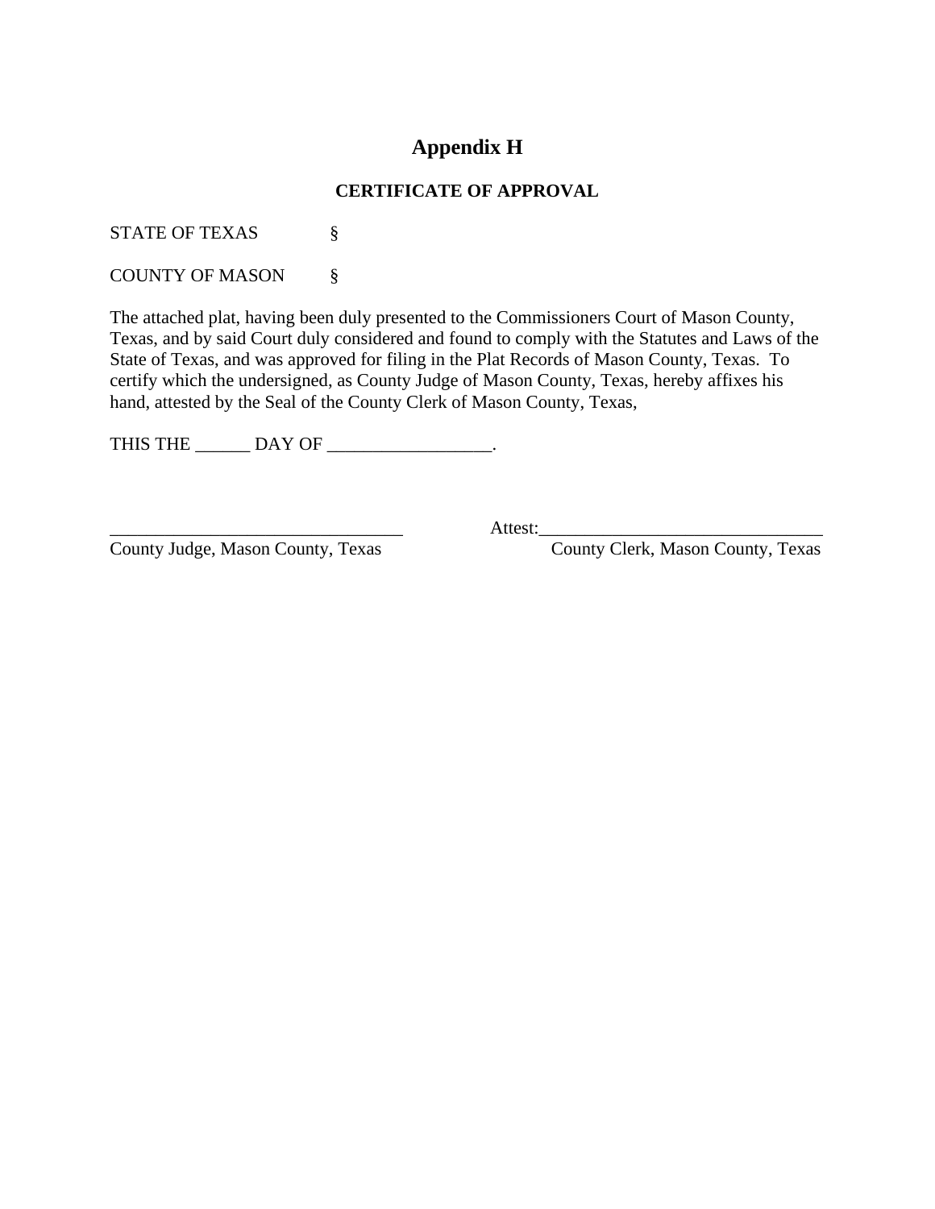# Appendix H

## CERTIFICATE OF APPROVAL

STATE OF TEXAS §

COUNTY OF MASON §

The attached plat, having been duly presented to the Commissioners Court of Mason County, Texas, and by said Court duly considered and found to comply with the Statutes and Laws of the State of Texas, and was approved for filing in the Plat Records of Mason County, Texas. To certify which the undersigned, as County Judge of Mason County, Texas, hereby affixes his hand, attested by the Seal of the County Clerk of Mason County, Texas,

THIS THE ______ DAY OF __________________.

________________________________ Attest:_______________________________

County Judge, Mason County, Texas County Clerk, Mason County, Texas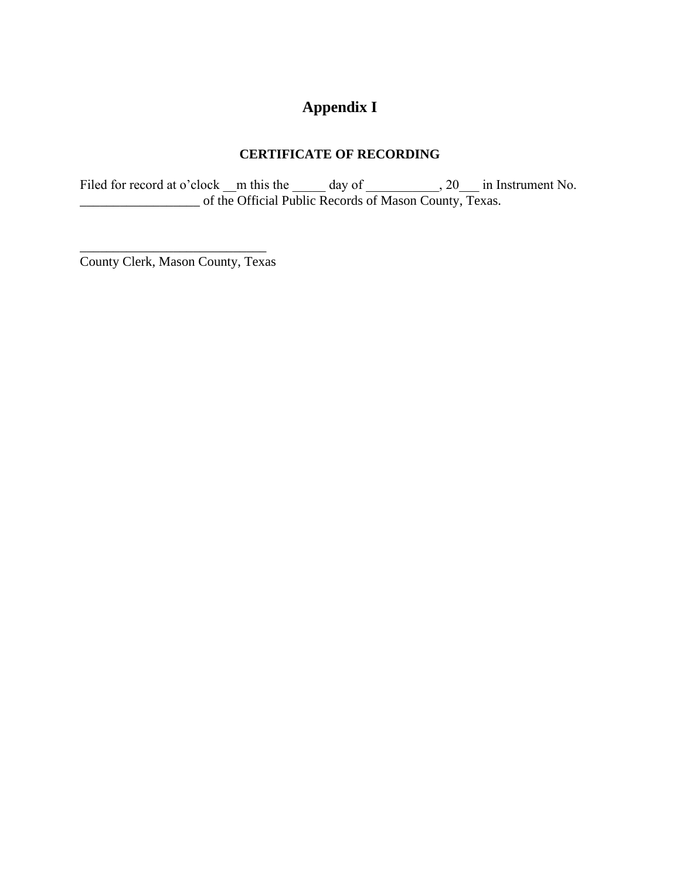# Appendix I

**CERTIFICATE OF RECORDING**

Filed for record at o'clock __m this the _____ day of ___________, 20___ in Instrument No. __________________ of the Official Public Records of Mason County, Texas.

____________________________
County Clerk, Mason County, Texas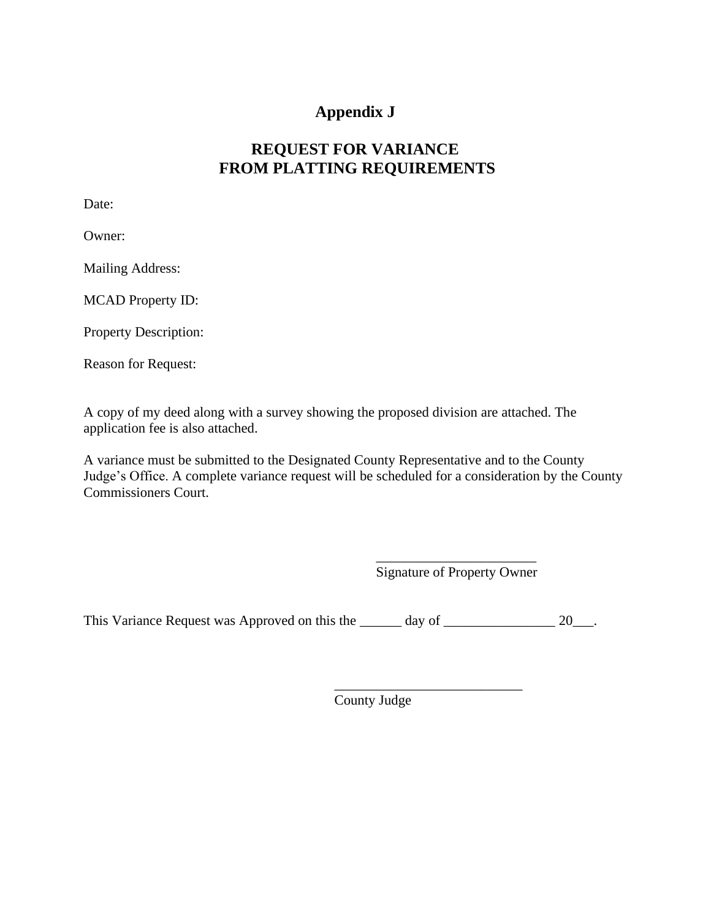# Appendix J

## REQUEST FOR VARIANCE FROM PLATTING REQUIREMENTS

Date:

Owner:

Mailing Address:

MCAD Property ID:

Property Description:

Reason for Request:

A copy of my deed along with a survey showing the proposed division are attached. The application fee is also attached.

A variance must be submitted to the Designated County Representative and to the County Judge's Office. A complete variance request will be scheduled for a consideration by the County Commissioners Court.

_______________________
Signature of Property Owner

This Variance Request was Approved on this the ______ day of ________________ 20___.

___________________________
County Judge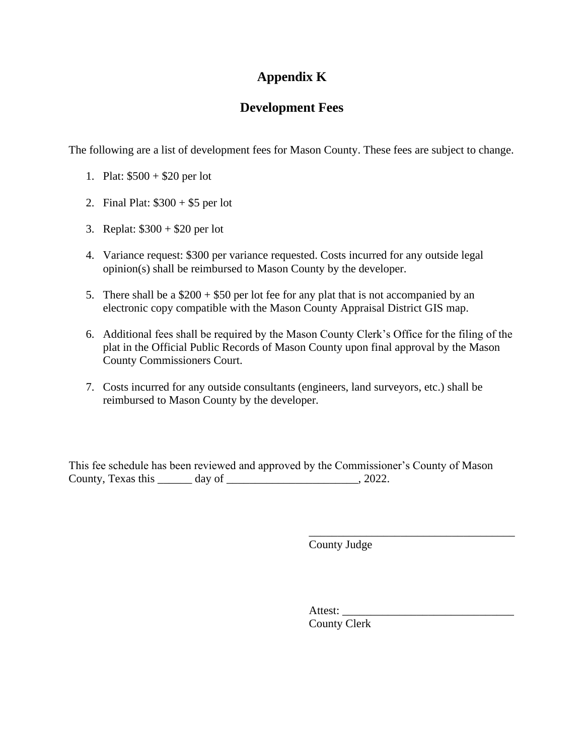# Appendix K

## Development Fees

The following are a list of development fees for Mason County. These fees are subject to change.

1. Plat: $500 + $20 per lot

2. Final Plat: $300 + $5 per lot

3. Replat: $300 + $20 per lot

4. Variance request: $300 per variance requested. Costs incurred for any outside legal opinion(s) shall be reimbursed to Mason County by the developer.

5. There shall be a $200 + $50 per lot fee for any plat that is not accompanied by an electronic copy compatible with the Mason County Appraisal District GIS map.

6. Additional fees shall be required by the Mason County Clerk's Office for the filing of the plat in the Official Public Records of Mason County upon final approval by the Mason County Commissioners Court.

7. Costs incurred for any outside consultants (engineers, land surveyors, etc.) shall be reimbursed to Mason County by the developer.

This fee schedule has been reviewed and approved by the Commissioner's County of Mason County, Texas this ______ day of _______________________, 2022.

_____________________________________
County Judge

Attest: ______________________________
County Clerk